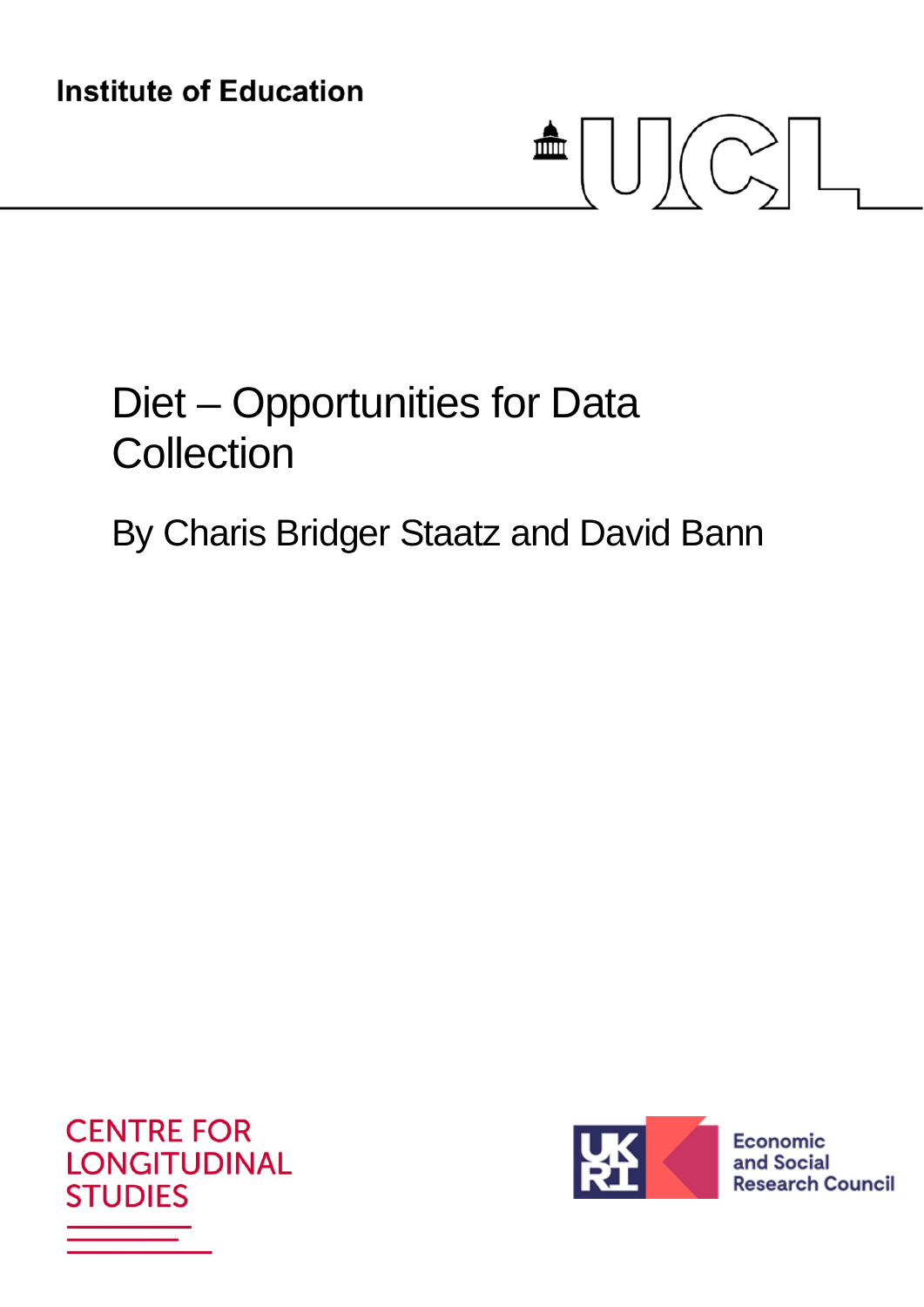Institute of Education

# Diet – Opportunities for Data Collection

By Charis Bridger Staatz and David Bann

CENTRE FOR LONGITUDINAL STUDIES

Economic and Social Research Council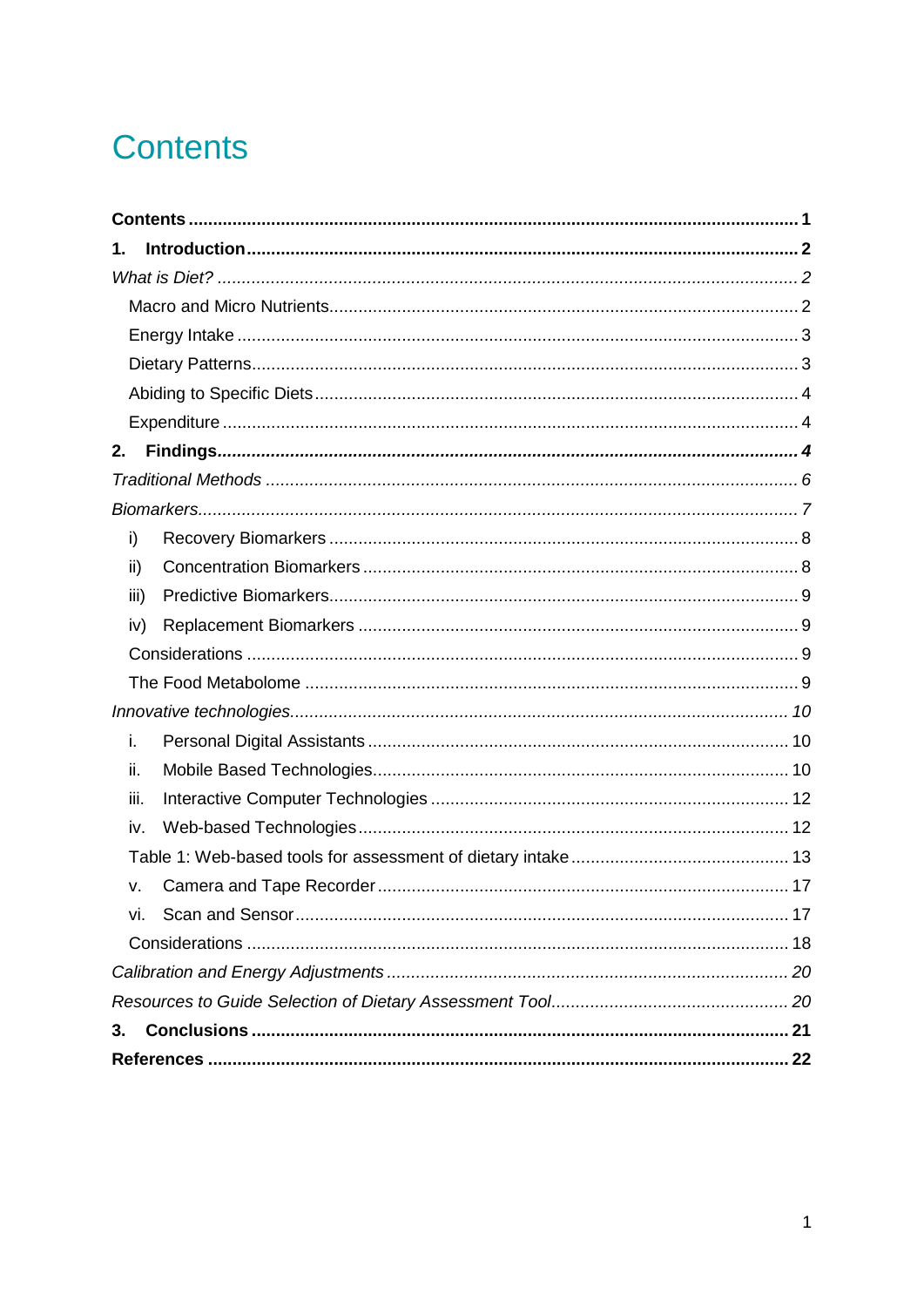# Contents

**Contents** ........................................................................................................ **1**

**1. Introduction** ........................................................................................................ **2**

*What is Diet?* ........................................................................................................ *2*

Macro and Micro Nutrients ........................................................................................................ 2

Energy Intake ........................................................................................................ 3

Dietary Patterns ........................................................................................................ 3

Abiding to Specific Diets ........................................................................................................ 4

Expenditure ........................................................................................................ 4

**2. Findings** ........................................................................................................ ***4***

*Traditional Methods* ........................................................................................................ *6*

*Biomarkers* ........................................................................................................ *7*

i) Recovery Biomarkers ........................................................................................................ 8

ii) Concentration Biomarkers ........................................................................................................ 8

iii) Predictive Biomarkers ........................................................................................................ 9

iv) Replacement Biomarkers ........................................................................................................ 9

Considerations ........................................................................................................ 9

The Food Metabolome ........................................................................................................ 9

*Innovative technologies* ........................................................................................................ *10*

i. Personal Digital Assistants ........................................................................................................ 10

ii. Mobile Based Technologies ........................................................................................................ 10

iii. Interactive Computer Technologies ........................................................................................................ 12

iv. Web-based Technologies ........................................................................................................ 12

Table 1: Web-based tools for assessment of dietary intake ........................................................................................................ 13

v. Camera and Tape Recorder ........................................................................................................ 17

vi. Scan and Sensor ........................................................................................................ 17

Considerations ........................................................................................................ 18

*Calibration and Energy Adjustments* ........................................................................................................ *20*

*Resources to Guide Selection of Dietary Assessment Tool* ........................................................................................................ *20*

**3. Conclusions** ........................................................................................................ **21**

**References** ........................................................................................................ **22**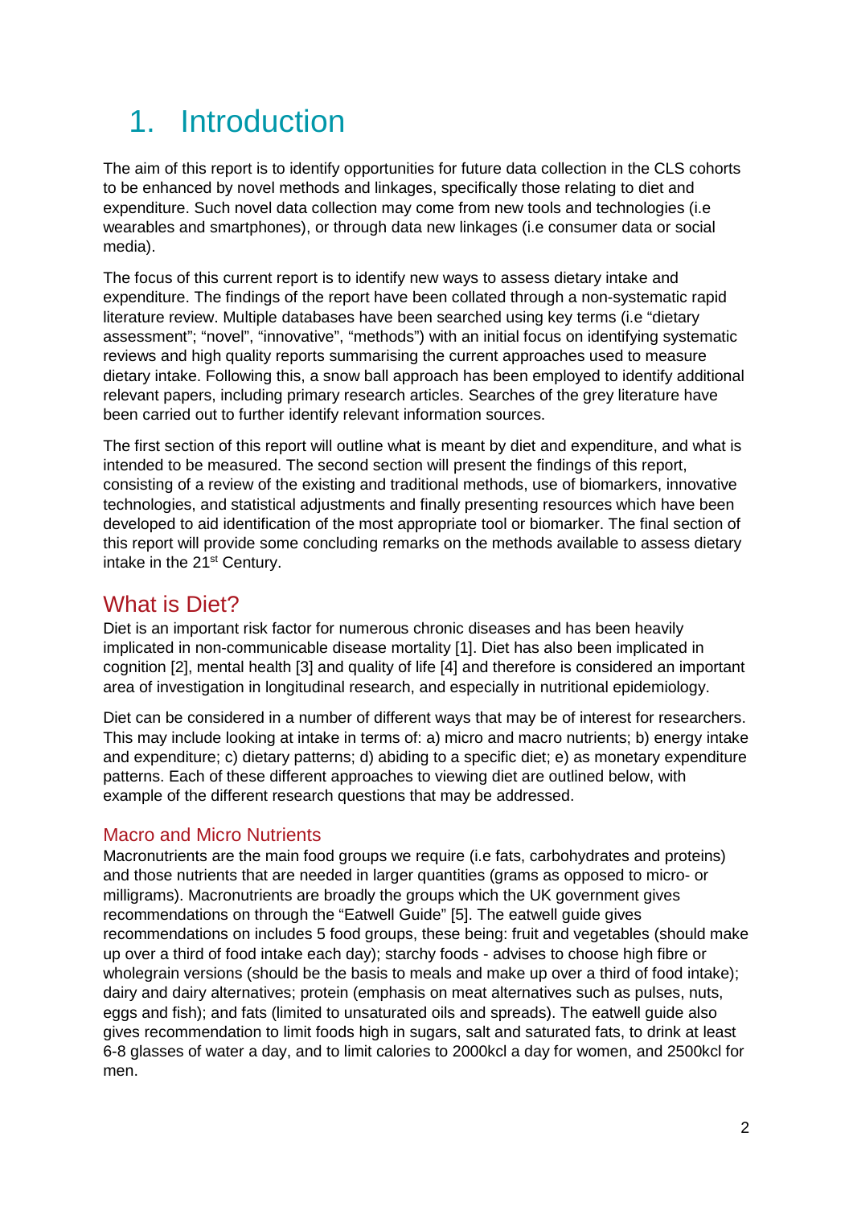// 1. Introduction

The aim of this report is to identify opportunities for future data collection in the CLS cohorts to be enhanced by novel methods and linkages, specifically those relating to diet and expenditure. Such novel data collection may come from new tools and technologies (i.e wearables and smartphones), or through data new linkages (i.e consumer data or social media).

The focus of this current report is to identify new ways to assess dietary intake and expenditure. The findings of the report have been collated through a non-systematic rapid literature review. Multiple databases have been searched using key terms (i.e "dietary assessment"; "novel", "innovative", "methods") with an initial focus on identifying systematic reviews and high quality reports summarising the current approaches used to measure dietary intake. Following this, a snow ball approach has been employed to identify additional relevant papers, including primary research articles. Searches of the grey literature have been carried out to further identify relevant information sources.

The first section of this report will outline what is meant by diet and expenditure, and what is intended to be measured. The second section will present the findings of this report, consisting of a review of the existing and traditional methods, use of biomarkers, innovative technologies, and statistical adjustments and finally presenting resources which have been developed to aid identification of the most appropriate tool or biomarker. The final section of this report will provide some concluding remarks on the methods available to assess dietary intake in the 21st Century.

## What is Diet?

Diet is an important risk factor for numerous chronic diseases and has been heavily implicated in non-communicable disease mortality [1]. Diet has also been implicated in cognition [2], mental health [3] and quality of life [4] and therefore is considered an important area of investigation in longitudinal research, and especially in nutritional epidemiology.

Diet can be considered in a number of different ways that may be of interest for researchers. This may include looking at intake in terms of: a) micro and macro nutrients; b) energy intake and expenditure; c) dietary patterns; d) abiding to a specific diet; e) as monetary expenditure patterns. Each of these different approaches to viewing diet are outlined below, with example of the different research questions that may be addressed.

### Macro and Micro Nutrients

Macronutrients are the main food groups we require (i.e fats, carbohydrates and proteins) and those nutrients that are needed in larger quantities (grams as opposed to micro- or milligrams). Macronutrients are broadly the groups which the UK government gives recommendations on through the "Eatwell Guide" [5]. The eatwell guide gives recommendations on includes 5 food groups, these being: fruit and vegetables (should make up over a third of food intake each day); starchy foods - advises to choose high fibre or wholegrain versions (should be the basis to meals and make up over a third of food intake); dairy and dairy alternatives; protein (emphasis on meat alternatives such as pulses, nuts, eggs and fish); and fats (limited to unsaturated oils and spreads). The eatwell guide also gives recommendation to limit foods high in sugars, salt and saturated fats, to drink at least 6-8 glasses of water a day, and to limit calories to 2000kcl a day for women, and 2500kcl for men.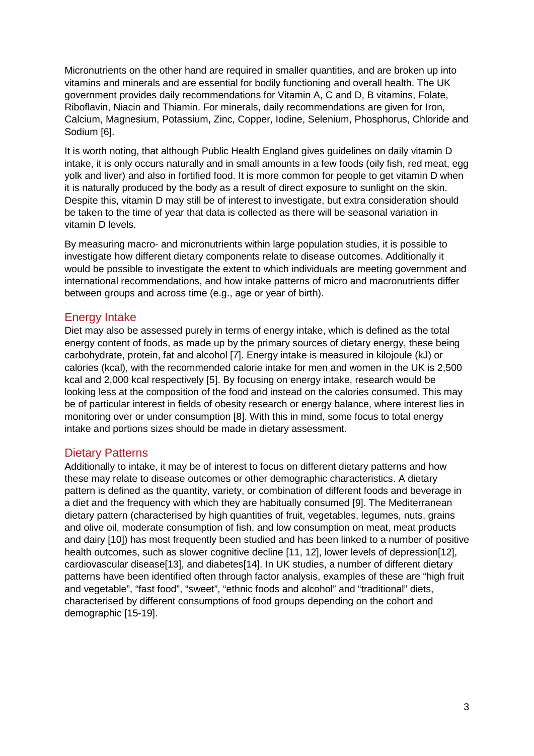Micronutrients on the other hand are required in smaller quantities, and are broken up into vitamins and minerals and are essential for bodily functioning and overall health. The UK government provides daily recommendations for Vitamin A, C and D, B vitamins, Folate, Riboflavin, Niacin and Thiamin. For minerals, daily recommendations are given for Iron, Calcium, Magnesium, Potassium, Zinc, Copper, Iodine, Selenium, Phosphorus, Chloride and Sodium [6].

It is worth noting, that although Public Health England gives guidelines on daily vitamin D intake, it is only occurs naturally and in small amounts in a few foods (oily fish, red meat, egg yolk and liver) and also in fortified food. It is more common for people to get vitamin D when it is naturally produced by the body as a result of direct exposure to sunlight on the skin. Despite this, vitamin D may still be of interest to investigate, but extra consideration should be taken to the time of year that data is collected as there will be seasonal variation in vitamin D levels.

By measuring macro- and micronutrients within large population studies, it is possible to investigate how different dietary components relate to disease outcomes. Additionally it would be possible to investigate the extent to which individuals are meeting government and international recommendations, and how intake patterns of micro and macronutrients differ between groups and across time (e.g., age or year of birth).

## Energy Intake

Diet may also be assessed purely in terms of energy intake, which is defined as the total energy content of foods, as made up by the primary sources of dietary energy, these being carbohydrate, protein, fat and alcohol [7]. Energy intake is measured in kilojoule (kJ) or calories (kcal), with the recommended calorie intake for men and women in the UK is 2,500 kcal and 2,000 kcal respectively [5]. By focusing on energy intake, research would be looking less at the composition of the food and instead on the calories consumed. This may be of particular interest in fields of obesity research or energy balance, where interest lies in monitoring over or under consumption [8]. With this in mind, some focus to total energy intake and portions sizes should be made in dietary assessment.

## Dietary Patterns

Additionally to intake, it may be of interest to focus on different dietary patterns and how these may relate to disease outcomes or other demographic characteristics. A dietary pattern is defined as the quantity, variety, or combination of different foods and beverage in a diet and the frequency with which they are habitually consumed [9]. The Mediterranean dietary pattern (characterised by high quantities of fruit, vegetables, legumes, nuts, grains and olive oil, moderate consumption of fish, and low consumption on meat, meat products and dairy [10]) has most frequently been studied and has been linked to a number of positive health outcomes, such as slower cognitive decline [11, 12], lower levels of depression[12], cardiovascular disease[13], and diabetes[14]. In UK studies, a number of different dietary patterns have been identified often through factor analysis, examples of these are "high fruit and vegetable", "fast food", "sweet", "ethnic foods and alcohol" and "traditional" diets, characterised by different consumptions of food groups depending on the cohort and demographic [15-19].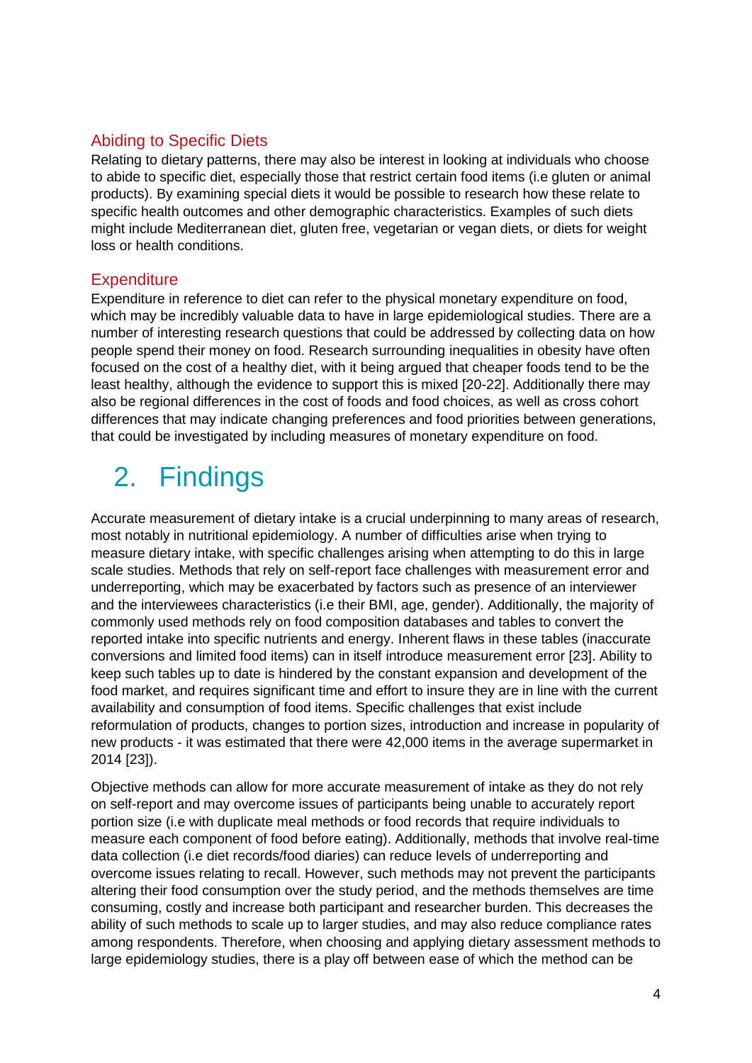### Abiding to Specific Diets

Relating to dietary patterns, there may also be interest in looking at individuals who choose to abide to specific diet, especially those that restrict certain food items (i.e gluten or animal products). By examining special diets it would be possible to research how these relate to specific health outcomes and other demographic characteristics. Examples of such diets might include Mediterranean diet, gluten free, vegetarian or vegan diets, or diets for weight loss or health conditions.

### Expenditure

Expenditure in reference to diet can refer to the physical monetary expenditure on food, which may be incredibly valuable data to have in large epidemiological studies. There are a number of interesting research questions that could be addressed by collecting data on how people spend their money on food. Research surrounding inequalities in obesity have often focused on the cost of a healthy diet, with it being argued that cheaper foods tend to be the least healthy, although the evidence to support this is mixed [20-22]. Additionally there may also be regional differences in the cost of foods and food choices, as well as cross cohort differences that may indicate changing preferences and food priorities between generations, that could be investigated by including measures of monetary expenditure on food.

# 2. Findings

Accurate measurement of dietary intake is a crucial underpinning to many areas of research, most notably in nutritional epidemiology. A number of difficulties arise when trying to measure dietary intake, with specific challenges arising when attempting to do this in large scale studies. Methods that rely on self-report face challenges with measurement error and underreporting, which may be exacerbated by factors such as presence of an interviewer and the interviewees characteristics (i.e their BMI, age, gender). Additionally, the majority of commonly used methods rely on food composition databases and tables to convert the reported intake into specific nutrients and energy. Inherent flaws in these tables (inaccurate conversions and limited food items) can in itself introduce measurement error [23]. Ability to keep such tables up to date is hindered by the constant expansion and development of the food market, and requires significant time and effort to insure they are in line with the current availability and consumption of food items. Specific challenges that exist include reformulation of products, changes to portion sizes, introduction and increase in popularity of new products - it was estimated that there were 42,000 items in the average supermarket in 2014 [23]).

Objective methods can allow for more accurate measurement of intake as they do not rely on self-report and may overcome issues of participants being unable to accurately report portion size (i.e with duplicate meal methods or food records that require individuals to measure each component of food before eating). Additionally, methods that involve real-time data collection (i.e diet records/food diaries) can reduce levels of underreporting and overcome issues relating to recall. However, such methods may not prevent the participants altering their food consumption over the study period, and the methods themselves are time consuming, costly and increase both participant and researcher burden. This decreases the ability of such methods to scale up to larger studies, and may also reduce compliance rates among respondents. Therefore, when choosing and applying dietary assessment methods to large epidemiology studies, there is a play off between ease of which the method can be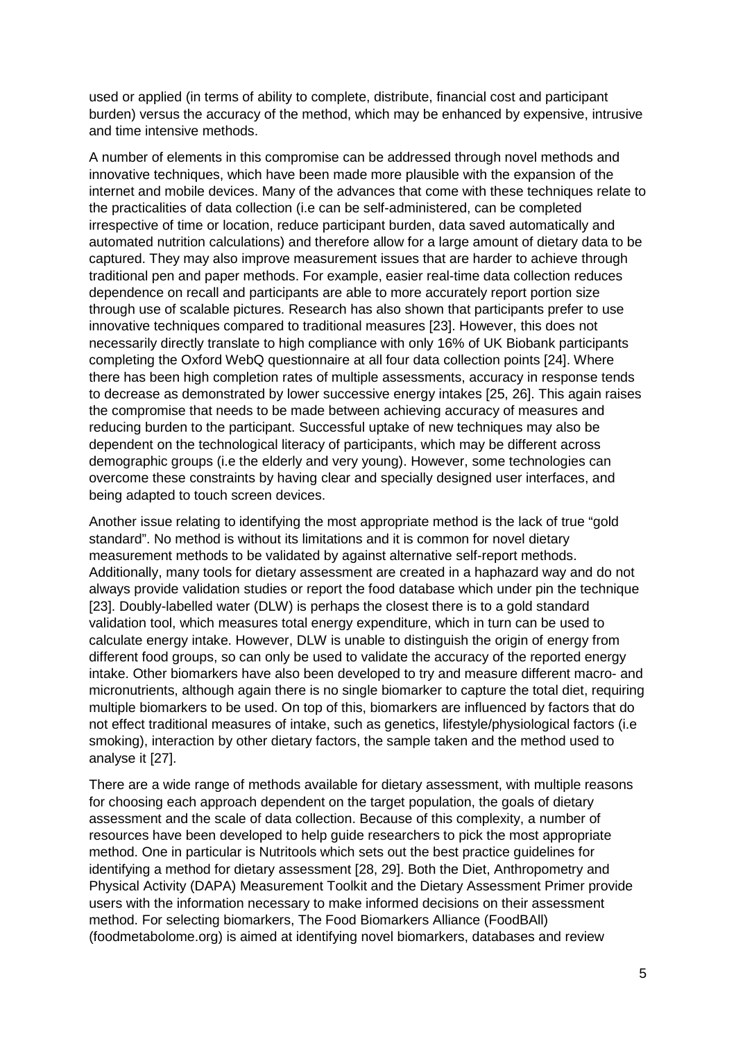used or applied (in terms of ability to complete, distribute, financial cost and participant burden) versus the accuracy of the method, which may be enhanced by expensive, intrusive and time intensive methods.

A number of elements in this compromise can be addressed through novel methods and innovative techniques, which have been made more plausible with the expansion of the internet and mobile devices. Many of the advances that come with these techniques relate to the practicalities of data collection (i.e can be self-administered, can be completed irrespective of time or location, reduce participant burden, data saved automatically and automated nutrition calculations) and therefore allow for a large amount of dietary data to be captured. They may also improve measurement issues that are harder to achieve through traditional pen and paper methods. For example, easier real-time data collection reduces dependence on recall and participants are able to more accurately report portion size through use of scalable pictures. Research has also shown that participants prefer to use innovative techniques compared to traditional measures [23]. However, this does not necessarily directly translate to high compliance with only 16% of UK Biobank participants completing the Oxford WebQ questionnaire at all four data collection points [24]. Where there has been high completion rates of multiple assessments, accuracy in response tends to decrease as demonstrated by lower successive energy intakes [25, 26]. This again raises the compromise that needs to be made between achieving accuracy of measures and reducing burden to the participant. Successful uptake of new techniques may also be dependent on the technological literacy of participants, which may be different across demographic groups (i.e the elderly and very young). However, some technologies can overcome these constraints by having clear and specially designed user interfaces, and being adapted to touch screen devices.

Another issue relating to identifying the most appropriate method is the lack of true "gold standard". No method is without its limitations and it is common for novel dietary measurement methods to be validated by against alternative self-report methods. Additionally, many tools for dietary assessment are created in a haphazard way and do not always provide validation studies or report the food database which under pin the technique [23]. Doubly-labelled water (DLW) is perhaps the closest there is to a gold standard validation tool, which measures total energy expenditure, which in turn can be used to calculate energy intake. However, DLW is unable to distinguish the origin of energy from different food groups, so can only be used to validate the accuracy of the reported energy intake. Other biomarkers have also been developed to try and measure different macro- and micronutrients, although again there is no single biomarker to capture the total diet, requiring multiple biomarkers to be used. On top of this, biomarkers are influenced by factors that do not effect traditional measures of intake, such as genetics, lifestyle/physiological factors (i.e smoking), interaction by other dietary factors, the sample taken and the method used to analyse it [27].

There are a wide range of methods available for dietary assessment, with multiple reasons for choosing each approach dependent on the target population, the goals of dietary assessment and the scale of data collection. Because of this complexity, a number of resources have been developed to help guide researchers to pick the most appropriate method. One in particular is Nutritools which sets out the best practice guidelines for identifying a method for dietary assessment [28, 29]. Both the Diet, Anthropometry and Physical Activity (DAPA) Measurement Toolkit and the Dietary Assessment Primer provide users with the information necessary to make informed decisions on their assessment method. For selecting biomarkers, The Food Biomarkers Alliance (FoodBAll) (foodmetabolome.org) is aimed at identifying novel biomarkers, databases and review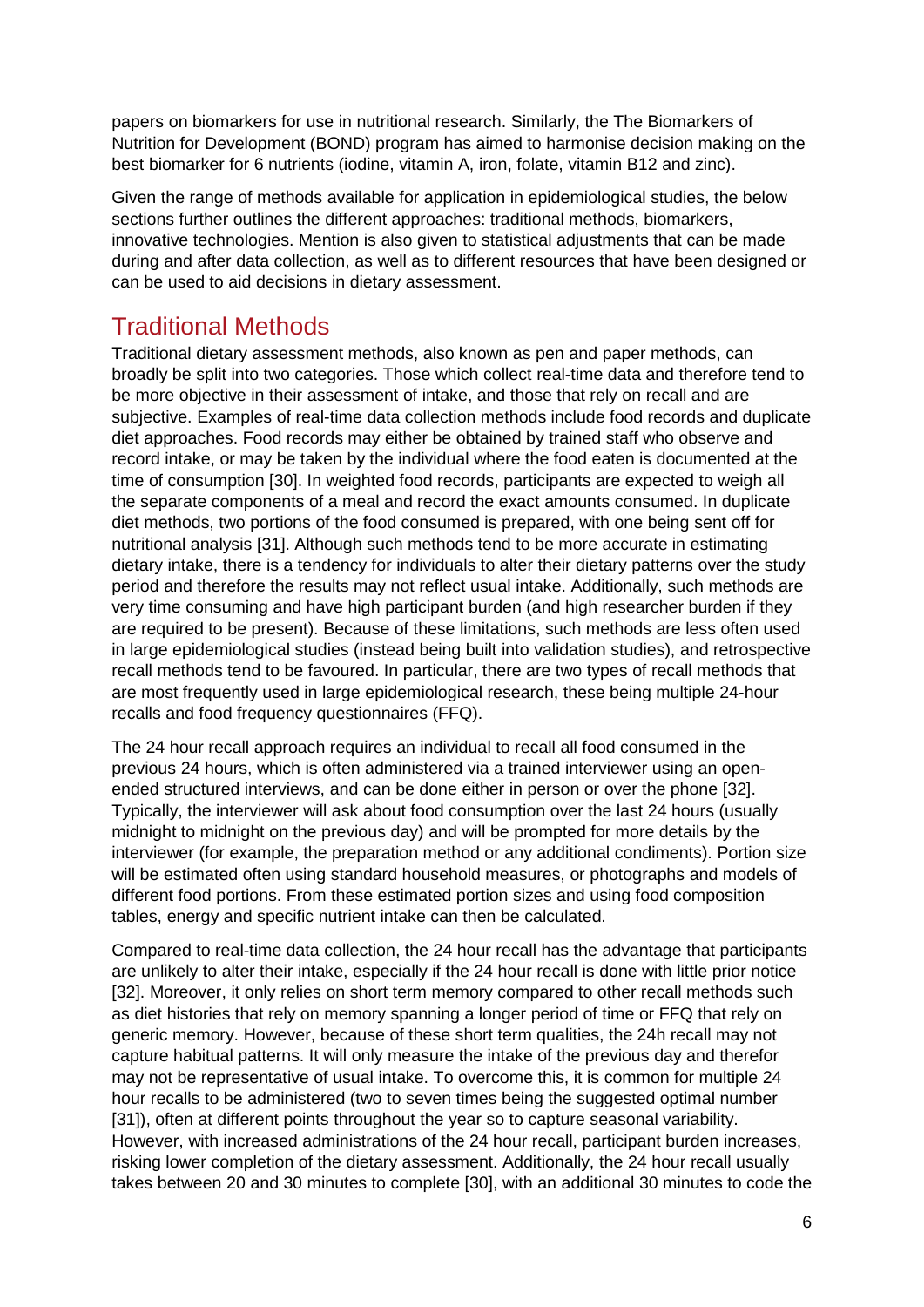papers on biomarkers for use in nutritional research. Similarly, the The Biomarkers of Nutrition for Development (BOND) program has aimed to harmonise decision making on the best biomarker for 6 nutrients (iodine, vitamin A, iron, folate, vitamin B12 and zinc).

Given the range of methods available for application in epidemiological studies, the below sections further outlines the different approaches: traditional methods, biomarkers, innovative technologies. Mention is also given to statistical adjustments that can be made during and after data collection, as well as to different resources that have been designed or can be used to aid decisions in dietary assessment.

## Traditional Methods

Traditional dietary assessment methods, also known as pen and paper methods, can broadly be split into two categories. Those which collect real-time data and therefore tend to be more objective in their assessment of intake, and those that rely on recall and are subjective. Examples of real-time data collection methods include food records and duplicate diet approaches. Food records may either be obtained by trained staff who observe and record intake, or may be taken by the individual where the food eaten is documented at the time of consumption [30]. In weighted food records, participants are expected to weigh all the separate components of a meal and record the exact amounts consumed. In duplicate diet methods, two portions of the food consumed is prepared, with one being sent off for nutritional analysis [31]. Although such methods tend to be more accurate in estimating dietary intake, there is a tendency for individuals to alter their dietary patterns over the study period and therefore the results may not reflect usual intake. Additionally, such methods are very time consuming and have high participant burden (and high researcher burden if they are required to be present). Because of these limitations, such methods are less often used in large epidemiological studies (instead being built into validation studies), and retrospective recall methods tend to be favoured. In particular, there are two types of recall methods that are most frequently used in large epidemiological research, these being multiple 24-hour recalls and food frequency questionnaires (FFQ).

The 24 hour recall approach requires an individual to recall all food consumed in the previous 24 hours, which is often administered via a trained interviewer using an open-ended structured interviews, and can be done either in person or over the phone [32]. Typically, the interviewer will ask about food consumption over the last 24 hours (usually midnight to midnight on the previous day) and will be prompted for more details by the interviewer (for example, the preparation method or any additional condiments). Portion size will be estimated often using standard household measures, or photographs and models of different food portions. From these estimated portion sizes and using food composition tables, energy and specific nutrient intake can then be calculated.

Compared to real-time data collection, the 24 hour recall has the advantage that participants are unlikely to alter their intake, especially if the 24 hour recall is done with little prior notice [32]. Moreover, it only relies on short term memory compared to other recall methods such as diet histories that rely on memory spanning a longer period of time or FFQ that rely on generic memory. However, because of these short term qualities, the 24h recall may not capture habitual patterns. It will only measure the intake of the previous day and therefor may not be representative of usual intake. To overcome this, it is common for multiple 24 hour recalls to be administered (two to seven times being the suggested optimal number [31]), often at different points throughout the year so to capture seasonal variability. However, with increased administrations of the 24 hour recall, participant burden increases, risking lower completion of the dietary assessment. Additionally, the 24 hour recall usually takes between 20 and 30 minutes to complete [30], with an additional 30 minutes to code the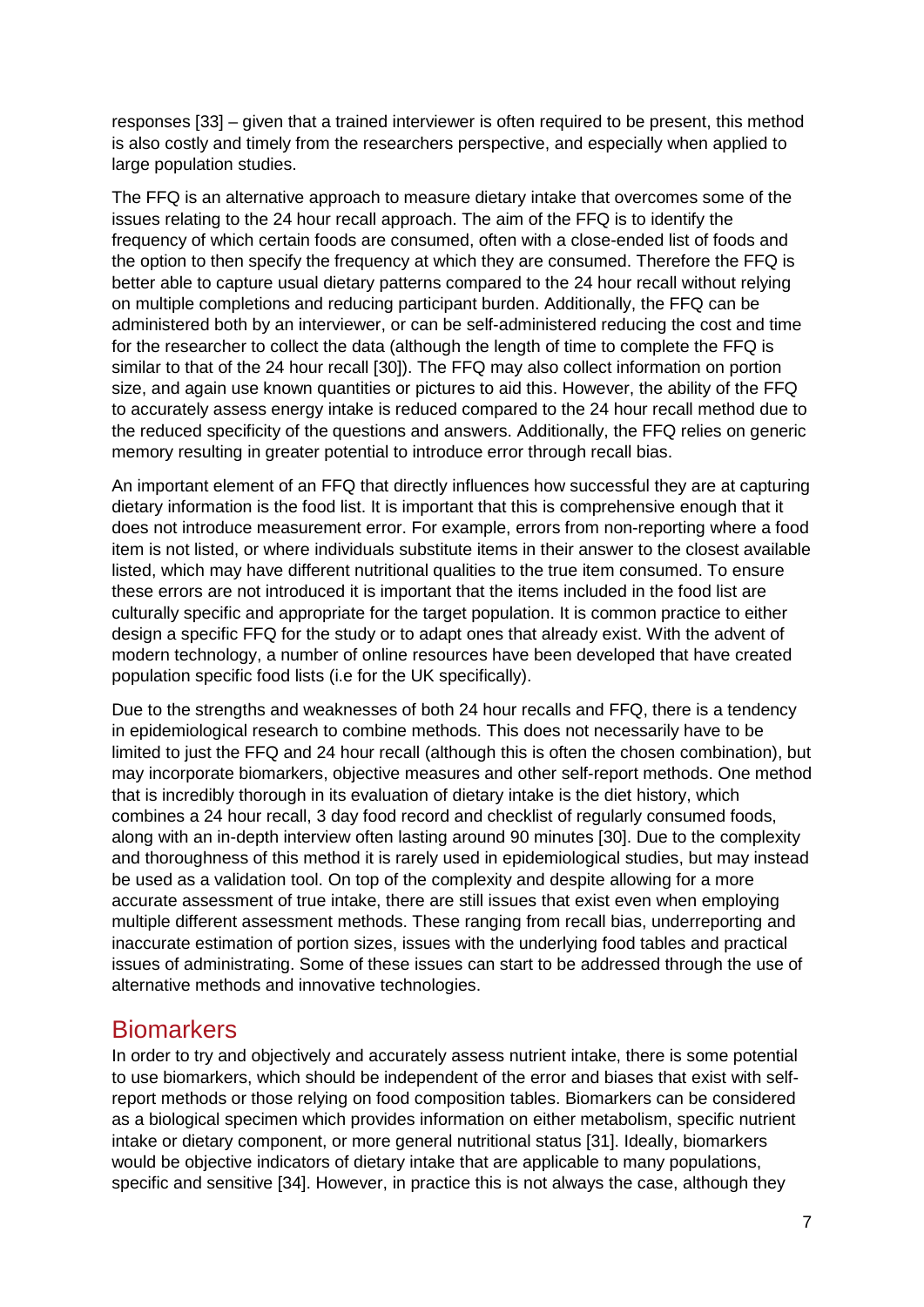responses [33] – given that a trained interviewer is often required to be present, this method is also costly and timely from the researchers perspective, and especially when applied to large population studies.

The FFQ is an alternative approach to measure dietary intake that overcomes some of the issues relating to the 24 hour recall approach. The aim of the FFQ is to identify the frequency of which certain foods are consumed, often with a close-ended list of foods and the option to then specify the frequency at which they are consumed. Therefore the FFQ is better able to capture usual dietary patterns compared to the 24 hour recall without relying on multiple completions and reducing participant burden. Additionally, the FFQ can be administered both by an interviewer, or can be self-administered reducing the cost and time for the researcher to collect the data (although the length of time to complete the FFQ is similar to that of the 24 hour recall [30]). The FFQ may also collect information on portion size, and again use known quantities or pictures to aid this. However, the ability of the FFQ to accurately assess energy intake is reduced compared to the 24 hour recall method due to the reduced specificity of the questions and answers. Additionally, the FFQ relies on generic memory resulting in greater potential to introduce error through recall bias.

An important element of an FFQ that directly influences how successful they are at capturing dietary information is the food list. It is important that this is comprehensive enough that it does not introduce measurement error. For example, errors from non-reporting where a food item is not listed, or where individuals substitute items in their answer to the closest available listed, which may have different nutritional qualities to the true item consumed. To ensure these errors are not introduced it is important that the items included in the food list are culturally specific and appropriate for the target population. It is common practice to either design a specific FFQ for the study or to adapt ones that already exist. With the advent of modern technology, a number of online resources have been developed that have created population specific food lists (i.e for the UK specifically).

Due to the strengths and weaknesses of both 24 hour recalls and FFQ, there is a tendency in epidemiological research to combine methods. This does not necessarily have to be limited to just the FFQ and 24 hour recall (although this is often the chosen combination), but may incorporate biomarkers, objective measures and other self-report methods. One method that is incredibly thorough in its evaluation of dietary intake is the diet history, which combines a 24 hour recall, 3 day food record and checklist of regularly consumed foods, along with an in-depth interview often lasting around 90 minutes [30]. Due to the complexity and thoroughness of this method it is rarely used in epidemiological studies, but may instead be used as a validation tool. On top of the complexity and despite allowing for a more accurate assessment of true intake, there are still issues that exist even when employing multiple different assessment methods. These ranging from recall bias, underreporting and inaccurate estimation of portion sizes, issues with the underlying food tables and practical issues of administrating. Some of these issues can start to be addressed through the use of alternative methods and innovative technologies.

## Biomarkers

In order to try and objectively and accurately assess nutrient intake, there is some potential to use biomarkers, which should be independent of the error and biases that exist with self-report methods or those relying on food composition tables. Biomarkers can be considered as a biological specimen which provides information on either metabolism, specific nutrient intake or dietary component, or more general nutritional status [31]. Ideally, biomarkers would be objective indicators of dietary intake that are applicable to many populations, specific and sensitive [34]. However, in practice this is not always the case, although they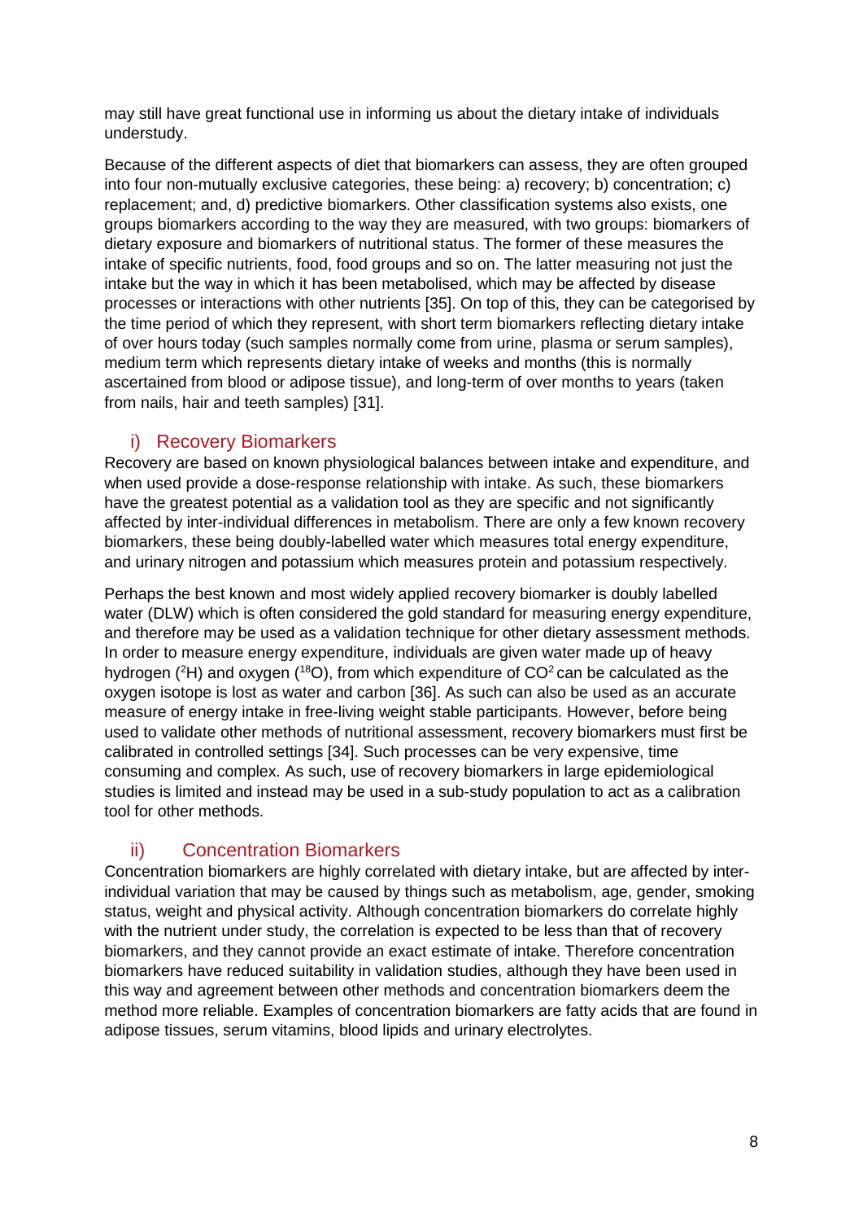may still have great functional use in informing us about the dietary intake of individuals understudy.

Because of the different aspects of diet that biomarkers can assess, they are often grouped into four non-mutually exclusive categories, these being: a) recovery; b) concentration; c) replacement; and, d) predictive biomarkers. Other classification systems also exists, one groups biomarkers according to the way they are measured, with two groups: biomarkers of dietary exposure and biomarkers of nutritional status. The former of these measures the intake of specific nutrients, food, food groups and so on. The latter measuring not just the intake but the way in which it has been metabolised, which may be affected by disease processes or interactions with other nutrients [35]. On top of this, they can be categorised by the time period of which they represent, with short term biomarkers reflecting dietary intake of over hours today (such samples normally come from urine, plasma or serum samples), medium term which represents dietary intake of weeks and months (this is normally ascertained from blood or adipose tissue), and long-term of over months to years (taken from nails, hair and teeth samples) [31].

### i) Recovery Biomarkers

Recovery are based on known physiological balances between intake and expenditure, and when used provide a dose-response relationship with intake. As such, these biomarkers have the greatest potential as a validation tool as they are specific and not significantly affected by inter-individual differences in metabolism. There are only a few known recovery biomarkers, these being doubly-labelled water which measures total energy expenditure, and urinary nitrogen and potassium which measures protein and potassium respectively.

Perhaps the best known and most widely applied recovery biomarker is doubly labelled water (DLW) which is often considered the gold standard for measuring energy expenditure, and therefore may be used as a validation technique for other dietary assessment methods. In order to measure energy expenditure, individuals are given water made up of heavy hydrogen ($^{2}H$) and oxygen ($^{18}O$), from which expenditure of $CO^{2}$ can be calculated as the oxygen isotope is lost as water and carbon [36]. As such can also be used as an accurate measure of energy intake in free-living weight stable participants. However, before being used to validate other methods of nutritional assessment, recovery biomarkers must first be calibrated in controlled settings [34]. Such processes can be very expensive, time consuming and complex. As such, use of recovery biomarkers in large epidemiological studies is limited and instead may be used in a sub-study population to act as a calibration tool for other methods.

### ii) Concentration Biomarkers

Concentration biomarkers are highly correlated with dietary intake, but are affected by inter-individual variation that may be caused by things such as metabolism, age, gender, smoking status, weight and physical activity. Although concentration biomarkers do correlate highly with the nutrient under study, the correlation is expected to be less than that of recovery biomarkers, and they cannot provide an exact estimate of intake. Therefore concentration biomarkers have reduced suitability in validation studies, although they have been used in this way and agreement between other methods and concentration biomarkers deem the method more reliable. Examples of concentration biomarkers are fatty acids that are found in adipose tissues, serum vitamins, blood lipids and urinary electrolytes.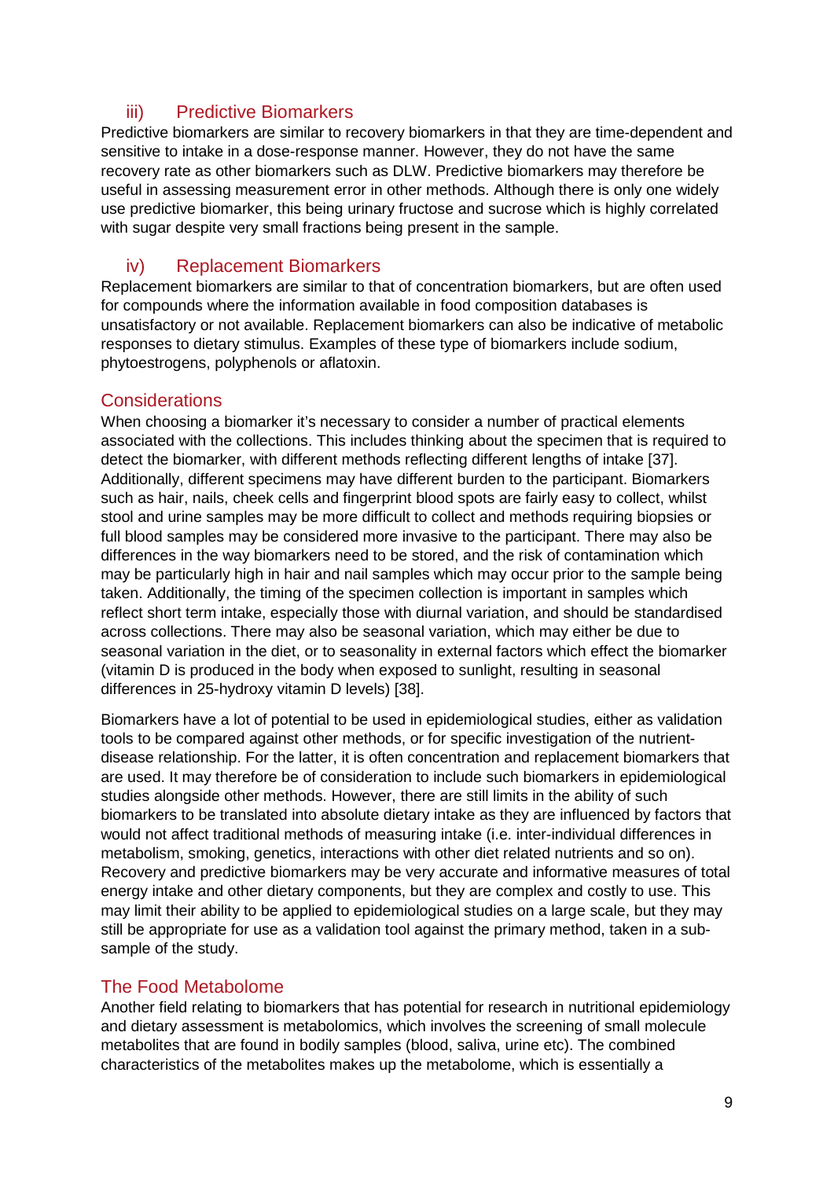### iii) Predictive Biomarkers

Predictive biomarkers are similar to recovery biomarkers in that they are time-dependent and sensitive to intake in a dose-response manner. However, they do not have the same recovery rate as other biomarkers such as DLW. Predictive biomarkers may therefore be useful in assessing measurement error in other methods. Although there is only one widely use predictive biomarker, this being urinary fructose and sucrose which is highly correlated with sugar despite very small fractions being present in the sample.

### iv) Replacement Biomarkers

Replacement biomarkers are similar to that of concentration biomarkers, but are often used for compounds where the information available in food composition databases is unsatisfactory or not available. Replacement biomarkers can also be indicative of metabolic responses to dietary stimulus. Examples of these type of biomarkers include sodium, phytoestrogens, polyphenols or aflatoxin.

## Considerations

When choosing a biomarker it's necessary to consider a number of practical elements associated with the collections. This includes thinking about the specimen that is required to detect the biomarker, with different methods reflecting different lengths of intake [37]. Additionally, different specimens may have different burden to the participant. Biomarkers such as hair, nails, cheek cells and fingerprint blood spots are fairly easy to collect, whilst stool and urine samples may be more difficult to collect and methods requiring biopsies or full blood samples may be considered more invasive to the participant. There may also be differences in the way biomarkers need to be stored, and the risk of contamination which may be particularly high in hair and nail samples which may occur prior to the sample being taken. Additionally, the timing of the specimen collection is important in samples which reflect short term intake, especially those with diurnal variation, and should be standardised across collections. There may also be seasonal variation, which may either be due to seasonal variation in the diet, or to seasonality in external factors which effect the biomarker (vitamin D is produced in the body when exposed to sunlight, resulting in seasonal differences in 25-hydroxy vitamin D levels) [38].

Biomarkers have a lot of potential to be used in epidemiological studies, either as validation tools to be compared against other methods, or for specific investigation of the nutrient-disease relationship. For the latter, it is often concentration and replacement biomarkers that are used. It may therefore be of consideration to include such biomarkers in epidemiological studies alongside other methods. However, there are still limits in the ability of such biomarkers to be translated into absolute dietary intake as they are influenced by factors that would not affect traditional methods of measuring intake (i.e. inter-individual differences in metabolism, smoking, genetics, interactions with other diet related nutrients and so on). Recovery and predictive biomarkers may be very accurate and informative measures of total energy intake and other dietary components, but they are complex and costly to use. This may limit their ability to be applied to epidemiological studies on a large scale, but they may still be appropriate for use as a validation tool against the primary method, taken in a sub-sample of the study.

## The Food Metabolome

Another field relating to biomarkers that has potential for research in nutritional epidemiology and dietary assessment is metabolomics, which involves the screening of small molecule metabolites that are found in bodily samples (blood, saliva, urine etc). The combined characteristics of the metabolites makes up the metabolome, which is essentially a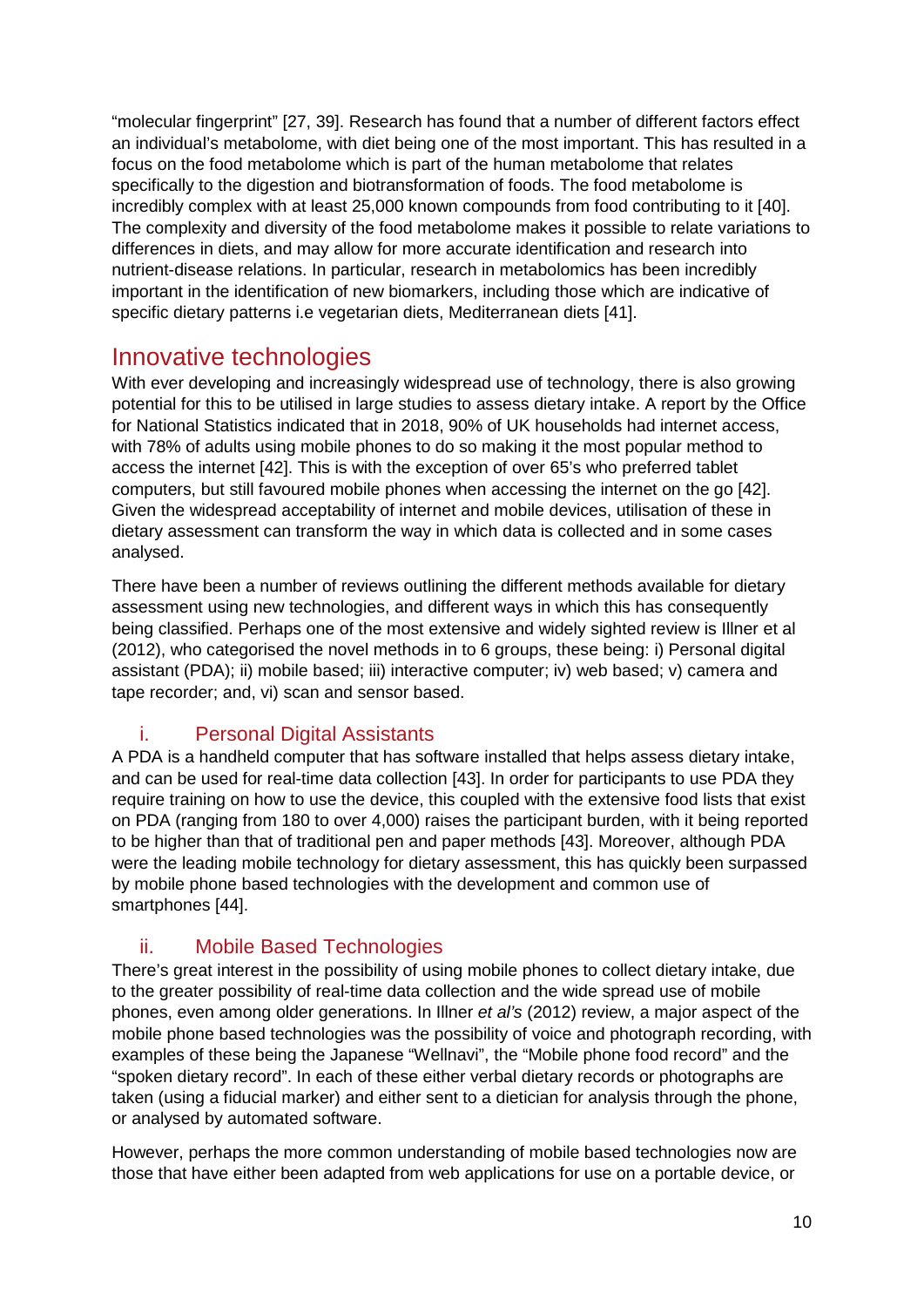“molecular fingerprint” [27, 39]. Research has found that a number of different factors effect an individual’s metabolome, with diet being one of the most important. This has resulted in a focus on the food metabolome which is part of the human metabolome that relates specifically to the digestion and biotransformation of foods. The food metabolome is incredibly complex with at least 25,000 known compounds from food contributing to it [40]. The complexity and diversity of the food metabolome makes it possible to relate variations to differences in diets, and may allow for more accurate identification and research into nutrient-disease relations. In particular, research in metabolomics has been incredibly important in the identification of new biomarkers, including those which are indicative of specific dietary patterns i.e vegetarian diets, Mediterranean diets [41].

## Innovative technologies

With ever developing and increasingly widespread use of technology, there is also growing potential for this to be utilised in large studies to assess dietary intake. A report by the Office for National Statistics indicated that in 2018, 90% of UK households had internet access, with 78% of adults using mobile phones to do so making it the most popular method to access the internet [42]. This is with the exception of over 65’s who preferred tablet computers, but still favoured mobile phones when accessing the internet on the go [42]. Given the widespread acceptability of internet and mobile devices, utilisation of these in dietary assessment can transform the way in which data is collected and in some cases analysed.

There have been a number of reviews outlining the different methods available for dietary assessment using new technologies, and different ways in which this has consequently being classified. Perhaps one of the most extensive and widely sighted review is Illner et al (2012), who categorised the novel methods in to 6 groups, these being: i) Personal digital assistant (PDA); ii) mobile based; iii) interactive computer; iv) web based; v) camera and tape recorder; and, vi) scan and sensor based.

### i. Personal Digital Assistants

A PDA is a handheld computer that has software installed that helps assess dietary intake, and can be used for real-time data collection [43]. In order for participants to use PDA they require training on how to use the device, this coupled with the extensive food lists that exist on PDA (ranging from 180 to over 4,000) raises the participant burden, with it being reported to be higher than that of traditional pen and paper methods [43]. Moreover, although PDA were the leading mobile technology for dietary assessment, this has quickly been surpassed by mobile phone based technologies with the development and common use of smartphones [44].

### ii. Mobile Based Technologies

There’s great interest in the possibility of using mobile phones to collect dietary intake, due to the greater possibility of real-time data collection and the wide spread use of mobile phones, even among older generations. In Illner *et al’s* (2012) review, a major aspect of the mobile phone based technologies was the possibility of voice and photograph recording, with examples of these being the Japanese “Wellnavi”, the “Mobile phone food record” and the “spoken dietary record”. In each of these either verbal dietary records or photographs are taken (using a fiducial marker) and either sent to a dietician for analysis through the phone, or analysed by automated software.

However, perhaps the more common understanding of mobile based technologies now are those that have either been adapted from web applications for use on a portable device, or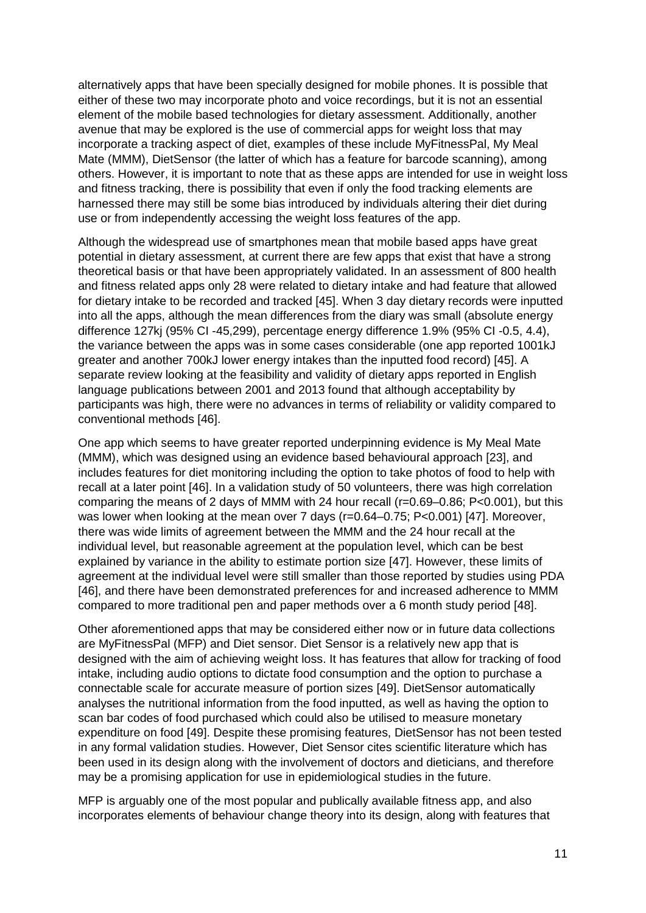alternatively apps that have been specially designed for mobile phones. It is possible that either of these two may incorporate photo and voice recordings, but it is not an essential element of the mobile based technologies for dietary assessment. Additionally, another avenue that may be explored is the use of commercial apps for weight loss that may incorporate a tracking aspect of diet, examples of these include MyFitnessPal, My Meal Mate (MMM), DietSensor (the latter of which has a feature for barcode scanning), among others. However, it is important to note that as these apps are intended for use in weight loss and fitness tracking, there is possibility that even if only the food tracking elements are harnessed there may still be some bias introduced by individuals altering their diet during use or from independently accessing the weight loss features of the app.

Although the widespread use of smartphones mean that mobile based apps have great potential in dietary assessment, at current there are few apps that exist that have a strong theoretical basis or that have been appropriately validated. In an assessment of 800 health and fitness related apps only 28 were related to dietary intake and had feature that allowed for dietary intake to be recorded and tracked [45]. When 3 day dietary records were inputted into all the apps, although the mean differences from the diary was small (absolute energy difference 127kj (95% CI -45,299), percentage energy difference 1.9% (95% CI -0.5, 4.4), the variance between the apps was in some cases considerable (one app reported 1001kJ greater and another 700kJ lower energy intakes than the inputted food record) [45]. A separate review looking at the feasibility and validity of dietary apps reported in English language publications between 2001 and 2013 found that although acceptability by participants was high, there were no advances in terms of reliability or validity compared to conventional methods [46].

One app which seems to have greater reported underpinning evidence is My Meal Mate (MMM), which was designed using an evidence based behavioural approach [23], and includes features for diet monitoring including the option to take photos of food to help with recall at a later point [46]. In a validation study of 50 volunteers, there was high correlation comparing the means of 2 days of MMM with 24 hour recall ($r=0.69$–$0.86$; $P<0.001$), but this was lower when looking at the mean over 7 days ($r=0.64$–$0.75$; $P<0.001$) [47]. Moreover, there was wide limits of agreement between the MMM and the 24 hour recall at the individual level, but reasonable agreement at the population level, which can be best explained by variance in the ability to estimate portion size [47]. However, these limits of agreement at the individual level were still smaller than those reported by studies using PDA [46], and there have been demonstrated preferences for and increased adherence to MMM compared to more traditional pen and paper methods over a 6 month study period [48].

Other aforementioned apps that may be considered either now or in future data collections are MyFitnessPal (MFP) and Diet sensor. Diet Sensor is a relatively new app that is designed with the aim of achieving weight loss. It has features that allow for tracking of food intake, including audio options to dictate food consumption and the option to purchase a connectable scale for accurate measure of portion sizes [49]. DietSensor automatically analyses the nutritional information from the food inputted, as well as having the option to scan bar codes of food purchased which could also be utilised to measure monetary expenditure on food [49]. Despite these promising features, DietSensor has not been tested in any formal validation studies. However, Diet Sensor cites scientific literature which has been used in its design along with the involvement of doctors and dieticians, and therefore may be a promising application for use in epidemiological studies in the future.

MFP is arguably one of the most popular and publically available fitness app, and also incorporates elements of behaviour change theory into its design, along with features that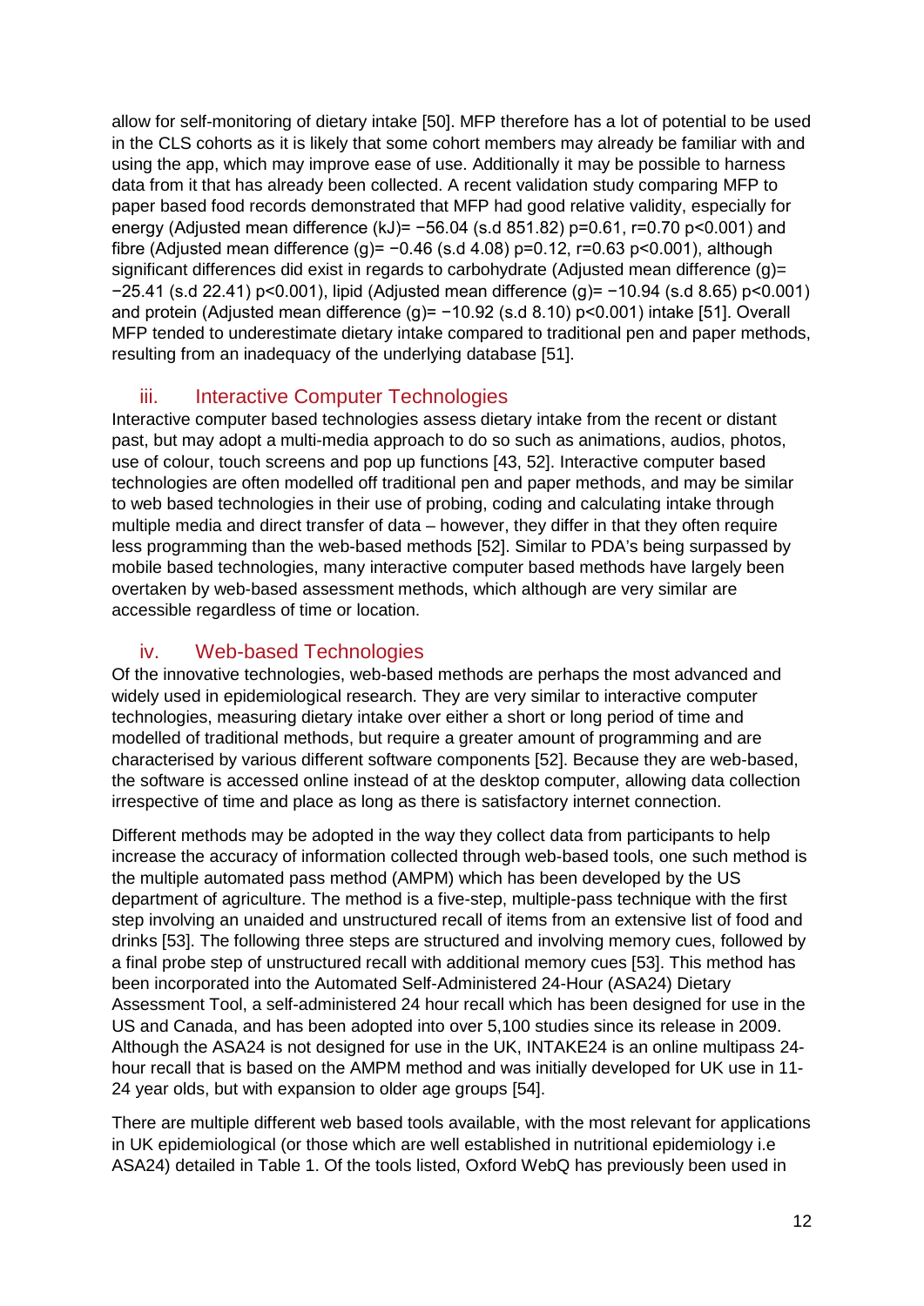allow for self-monitoring of dietary intake [50]. MFP therefore has a lot of potential to be used in the CLS cohorts as it is likely that some cohort members may already be familiar with and using the app, which may improve ease of use. Additionally it may be possible to harness data from it that has already been collected. A recent validation study comparing MFP to paper based food records demonstrated that MFP had good relative validity, especially for energy (Adjusted mean difference (kJ)= −56.04 (s.d 851.82) p=0.61, r=0.70 p<0.001) and fibre (Adjusted mean difference (g)= −0.46 (s.d 4.08) p=0.12, r=0.63 p<0.001), although significant differences did exist in regards to carbohydrate (Adjusted mean difference (g)= −25.41 (s.d 22.41) p<0.001), lipid (Adjusted mean difference (g)= −10.94 (s.d 8.65) p<0.001) and protein (Adjusted mean difference (g)= −10.92 (s.d 8.10) p<0.001) intake [51]. Overall MFP tended to underestimate dietary intake compared to traditional pen and paper methods, resulting from an inadequacy of the underlying database [51].

### iii. Interactive Computer Technologies

Interactive computer based technologies assess dietary intake from the recent or distant past, but may adopt a multi-media approach to do so such as animations, audios, photos, use of colour, touch screens and pop up functions [43, 52]. Interactive computer based technologies are often modelled off traditional pen and paper methods, and may be similar to web based technologies in their use of probing, coding and calculating intake through multiple media and direct transfer of data – however, they differ in that they often require less programming than the web-based methods [52]. Similar to PDA's being surpassed by mobile based technologies, many interactive computer based methods have largely been overtaken by web-based assessment methods, which although are very similar are accessible regardless of time or location.

### iv. Web-based Technologies

Of the innovative technologies, web-based methods are perhaps the most advanced and widely used in epidemiological research. They are very similar to interactive computer technologies, measuring dietary intake over either a short or long period of time and modelled of traditional methods, but require a greater amount of programming and are characterised by various different software components [52]. Because they are web-based, the software is accessed online instead of at the desktop computer, allowing data collection irrespective of time and place as long as there is satisfactory internet connection.

Different methods may be adopted in the way they collect data from participants to help increase the accuracy of information collected through web-based tools, one such method is the multiple automated pass method (AMPM) which has been developed by the US department of agriculture. The method is a five-step, multiple-pass technique with the first step involving an unaided and unstructured recall of items from an extensive list of food and drinks [53]. The following three steps are structured and involving memory cues, followed by a final probe step of unstructured recall with additional memory cues [53]. This method has been incorporated into the Automated Self-Administered 24-Hour (ASA24) Dietary Assessment Tool, a self-administered 24 hour recall which has been designed for use in the US and Canada, and has been adopted into over 5,100 studies since its release in 2009. Although the ASA24 is not designed for use in the UK, INTAKE24 is an online multipass 24-hour recall that is based on the AMPM method and was initially developed for UK use in 11-24 year olds, but with expansion to older age groups [54].

There are multiple different web based tools available, with the most relevant for applications in UK epidemiological (or those which are well established in nutritional epidemiology i.e ASA24) detailed in Table 1. Of the tools listed, Oxford WebQ has previously been used in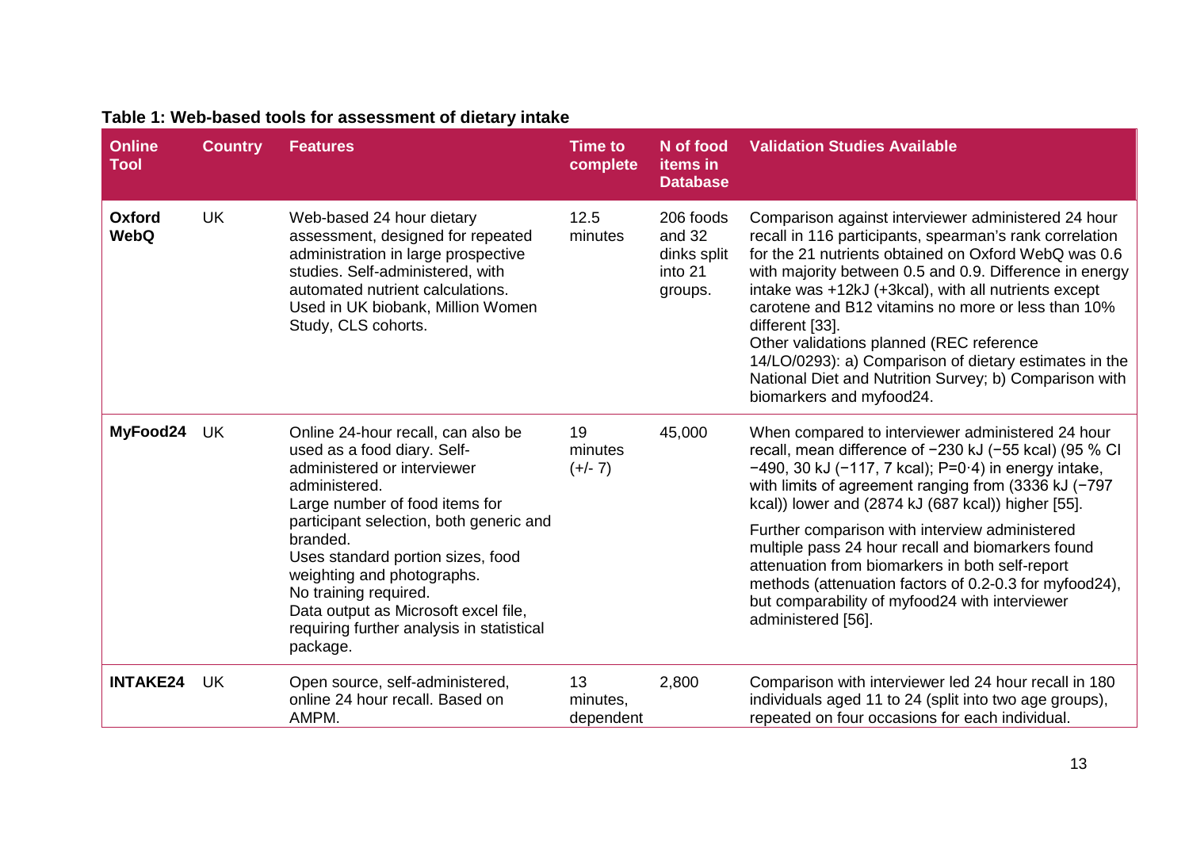**Table 1: Web-based tools for assessment of dietary intake**

| Online Tool | Country | Features | Time to complete | N of food items in Database | Validation Studies Available |
|---|---|---|---|---|---|
| **Oxford WebQ** | UK | Web-based 24 hour dietary assessment, designed for repeated administration in large prospective studies. Self-administered, with automated nutrient calculations. Used in UK biobank, Million Women Study, CLS cohorts. | 12.5 minutes | 206 foods and 32 dinks split into 21 groups. | Comparison against interviewer administered 24 hour recall in 116 participants, spearman's rank correlation for the 21 nutrients obtained on Oxford WebQ was 0.6 with majority between 0.5 and 0.9. Difference in energy intake was +12kJ (+3kcal), with all nutrients except carotene and B12 vitamins no more or less than 10% different [33]. Other validations planned (REC reference 14/LO/0293): a) Comparison of dietary estimates in the National Diet and Nutrition Survey; b) Comparison with biomarkers and myfood24. |
| **MyFood24** | UK | Online 24-hour recall, can also be used as a food diary. Self-administered or interviewer administered. Large number of food items for participant selection, both generic and branded. Uses standard portion sizes, food weighting and photographs. No training required. Data output as Microsoft excel file, requiring further analysis in statistical package. | 19 minutes (+/- 7) | 45,000 | When compared to interviewer administered 24 hour recall, mean difference of −230 kJ (−55 kcal) (95 % CI −490, 30 kJ (−117, 7 kcal); P=0·4) in energy intake, with limits of agreement ranging from (3336 kJ (−797 kcal)) lower and (2874 kJ (687 kcal)) higher [55]. Further comparison with interview administered multiple pass 24 hour recall and biomarkers found attenuation from biomarkers in both self-report methods (attenuation factors of 0.2-0.3 for myfood24), but comparability of myfood24 with interviewer administered [56]. |
| **INTAKE24** | UK | Open source, self-administered, online 24 hour recall. Based on AMPM. | 13 minutes, dependent | 2,800 | Comparison with interviewer led 24 hour recall in 180 individuals aged 11 to 24 (split into two age groups), repeated on four occasions for each individual. |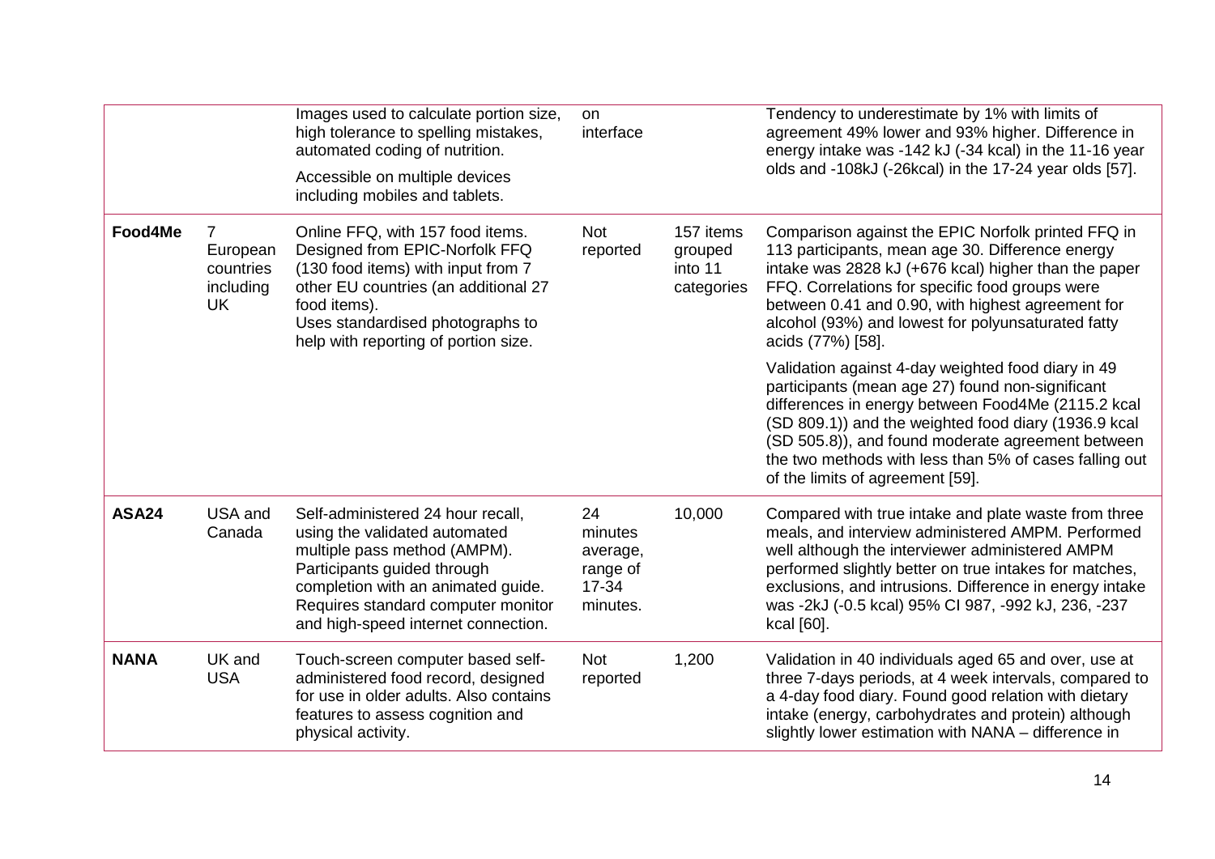|  |  | Images used to calculate portion size, high tolerance to spelling mistakes, automated coding of nutrition. Accessible on multiple devices including mobiles and tablets. | on interface |  | Tendency to underestimate by 1% with limits of agreement 49% lower and 93% higher. Difference in energy intake was -142 kJ (-34 kcal) in the 11-16 year olds and -108kJ (-26kcal) in the 17-24 year olds [57]. |
|---|---|---|---|---|---|
| **Food4Me** | 7 European countries including UK | Online FFQ, with 157 food items. Designed from EPIC-Norfolk FFQ (130 food items) with input from 7 other EU countries (an additional 27 food items). Uses standardised photographs to help with reporting of portion size. | Not reported | 157 items grouped into 11 categories | Comparison against the EPIC Norfolk printed FFQ in 113 participants, mean age 30. Difference energy intake was 2828 kJ (+676 kcal) higher than the paper FFQ. Correlations for specific food groups were between 0.41 and 0.90, with highest agreement for alcohol (93%) and lowest for polyunsaturated fatty acids (77%) [58]. Validation against 4-day weighted food diary in 49 participants (mean age 27) found non-significant differences in energy between Food4Me (2115.2 kcal (SD 809.1)) and the weighted food diary (1936.9 kcal (SD 505.8)), and found moderate agreement between the two methods with less than 5% of cases falling out of the limits of agreement [59]. |
| **ASA24** | USA and Canada | Self-administered 24 hour recall, using the validated automated multiple pass method (AMPM). Participants guided through completion with an animated guide. Requires standard computer monitor and high-speed internet connection. | 24 minutes average, range of 17-34 minutes. | 10,000 | Compared with true intake and plate waste from three meals, and interview administered AMPM. Performed well although the interviewer administered AMPM performed slightly better on true intakes for matches, exclusions, and intrusions. Difference in energy intake was -2kJ (-0.5 kcal) 95% CI 987, -992 kJ, 236, -237 kcal [60]. |
| **NANA** | UK and USA | Touch-screen computer based self-administered food record, designed for use in older adults. Also contains features to assess cognition and physical activity. | Not reported | 1,200 | Validation in 40 individuals aged 65 and over, use at three 7-days periods, at 4 week intervals, compared to a 4-day food diary. Found good relation with dietary intake (energy, carbohydrates and protein) although slightly lower estimation with NANA – difference in |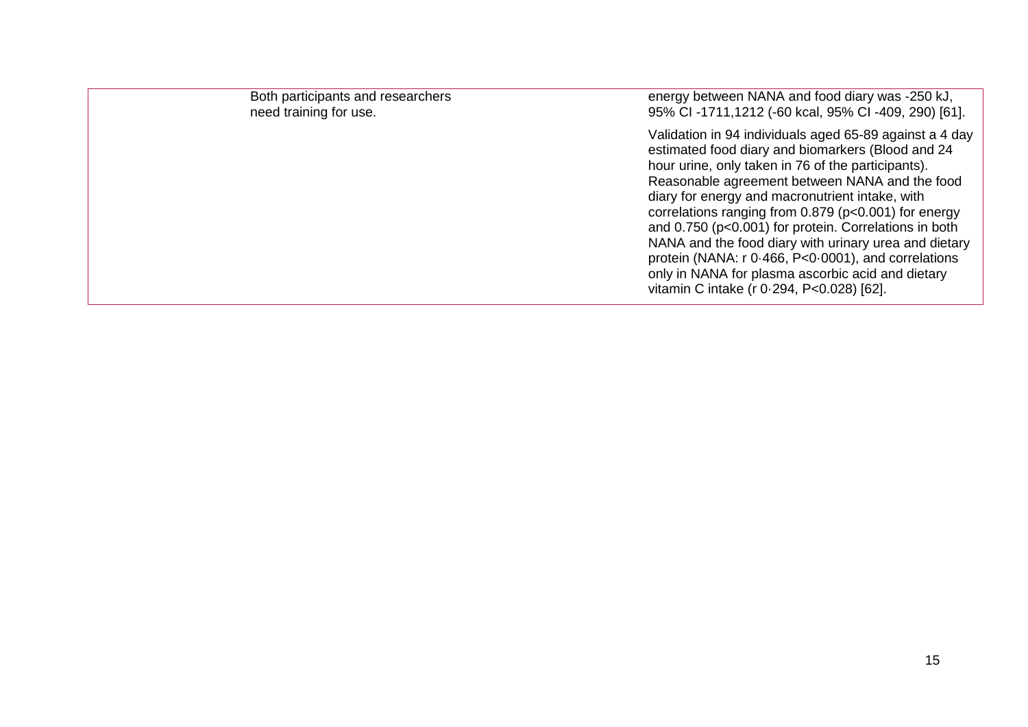| | | |
|---|---|---|
| | Both participants and researchers need training for use. | energy between NANA and food diary was -250 kJ, 95% CI -1711,1212 (-60 kcal, 95% CI -409, 290) [61].<br><br>Validation in 94 individuals aged 65-89 against a 4 day estimated food diary and biomarkers (Blood and 24 hour urine, only taken in 76 of the participants). Reasonable agreement between NANA and the food diary for energy and macronutrient intake, with correlations ranging from 0.879 ($p<0.001$) for energy and 0.750 ($p<0.001$) for protein. Correlations in both NANA and the food diary with urinary urea and dietary protein (NANA: r 0·466, P<0·0001), and correlations only in NANA for plasma ascorbic acid and dietary vitamin C intake (r 0·294, P<0.028) [62]. |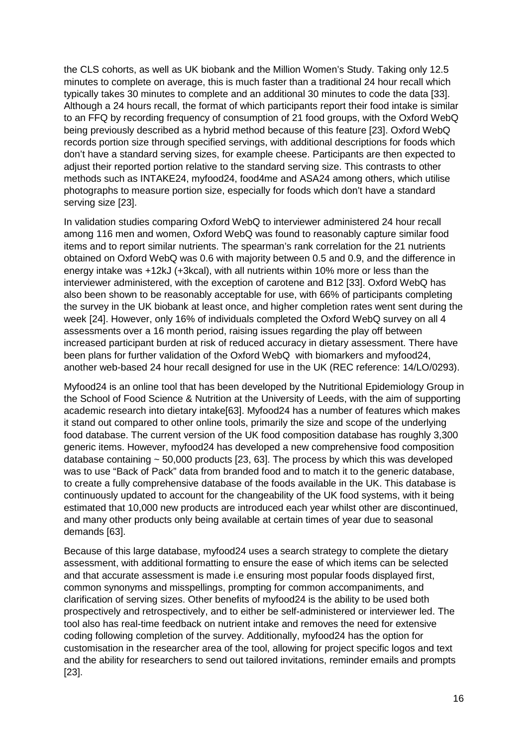the CLS cohorts, as well as UK biobank and the Million Women's Study. Taking only 12.5 minutes to complete on average, this is much faster than a traditional 24 hour recall which typically takes 30 minutes to complete and an additional 30 minutes to code the data [33]. Although a 24 hours recall, the format of which participants report their food intake is similar to an FFQ by recording frequency of consumption of 21 food groups, with the Oxford WebQ being previously described as a hybrid method because of this feature [23]. Oxford WebQ records portion size through specified servings, with additional descriptions for foods which don't have a standard serving sizes, for example cheese. Participants are then expected to adjust their reported portion relative to the standard serving size. This contrasts to other methods such as INTAKE24, myfood24, food4me and ASA24 among others, which utilise photographs to measure portion size, especially for foods which don't have a standard serving size [23].

In validation studies comparing Oxford WebQ to interviewer administered 24 hour recall among 116 men and women, Oxford WebQ was found to reasonably capture similar food items and to report similar nutrients. The spearman's rank correlation for the 21 nutrients obtained on Oxford WebQ was 0.6 with majority between 0.5 and 0.9, and the difference in energy intake was +12kJ (+3kcal), with all nutrients within 10% more or less than the interviewer administered, with the exception of carotene and B12 [33]. Oxford WebQ has also been shown to be reasonably acceptable for use, with 66% of participants completing the survey in the UK biobank at least once, and higher completion rates went sent during the week [24]. However, only 16% of individuals completed the Oxford WebQ survey on all 4 assessments over a 16 month period, raising issues regarding the play off between increased participant burden at risk of reduced accuracy in dietary assessment. There have been plans for further validation of the Oxford WebQ with biomarkers and myfood24, another web-based 24 hour recall designed for use in the UK (REC reference: 14/LO/0293).

Myfood24 is an online tool that has been developed by the Nutritional Epidemiology Group in the School of Food Science & Nutrition at the University of Leeds, with the aim of supporting academic research into dietary intake[63]. Myfood24 has a number of features which makes it stand out compared to other online tools, primarily the size and scope of the underlying food database. The current version of the UK food composition database has roughly 3,300 generic items. However, myfood24 has developed a new comprehensive food composition database containing ~ 50,000 products [23, 63]. The process by which this was developed was to use "Back of Pack" data from branded food and to match it to the generic database, to create a fully comprehensive database of the foods available in the UK. This database is continuously updated to account for the changeability of the UK food systems, with it being estimated that 10,000 new products are introduced each year whilst other are discontinued, and many other products only being available at certain times of year due to seasonal demands [63].

Because of this large database, myfood24 uses a search strategy to complete the dietary assessment, with additional formatting to ensure the ease of which items can be selected and that accurate assessment is made i.e ensuring most popular foods displayed first, common synonyms and misspellings, prompting for common accompaniments, and clarification of serving sizes. Other benefits of myfood24 is the ability to be used both prospectively and retrospectively, and to either be self-administered or interviewer led. The tool also has real-time feedback on nutrient intake and removes the need for extensive coding following completion of the survey. Additionally, myfood24 has the option for customisation in the researcher area of the tool, allowing for project specific logos and text and the ability for researchers to send out tailored invitations, reminder emails and prompts [23].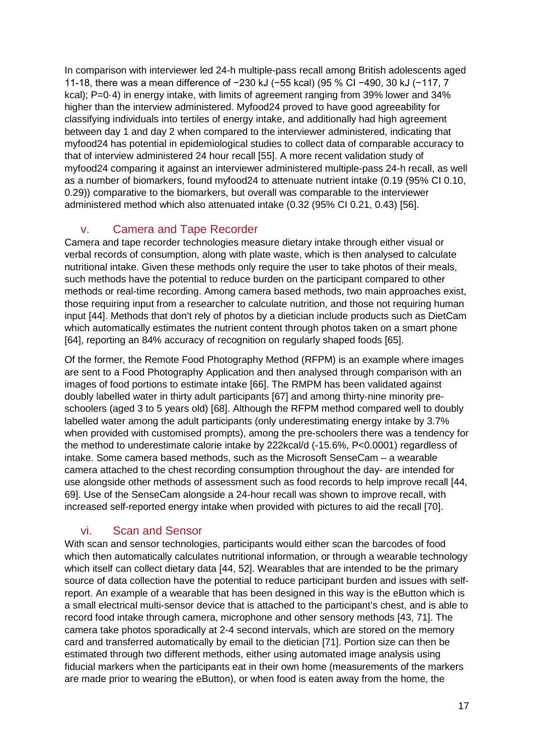In comparison with interviewer led 24-h multiple-pass recall among British adolescents aged 11-18, there was a mean difference of −230 kJ (−55 kcal) (95 % CI −490, 30 kJ (−117, 7 kcal); P=0·4) in energy intake, with limits of agreement ranging from 39% lower and 34% higher than the interview administered. Myfood24 proved to have good agreeability for classifying individuals into tertiles of energy intake, and additionally had high agreement between day 1 and day 2 when compared to the interviewer administered, indicating that myfood24 has potential in epidemiological studies to collect data of comparable accuracy to that of interview administered 24 hour recall [55]. A more recent validation study of myfood24 comparing it against an interviewer administered multiple-pass 24-h recall, as well as a number of biomarkers, found myfood24 to attenuate nutrient intake (0.19 (95% CI 0.10, 0.29)) comparative to the biomarkers, but overall was comparable to the interviewer administered method which also attenuated intake (0.32 (95% CI 0.21, 0.43) [56].

### v. Camera and Tape Recorder

Camera and tape recorder technologies measure dietary intake through either visual or verbal records of consumption, along with plate waste, which is then analysed to calculate nutritional intake. Given these methods only require the user to take photos of their meals, such methods have the potential to reduce burden on the participant compared to other methods or real-time recording. Among camera based methods, two main approaches exist, those requiring input from a researcher to calculate nutrition, and those not requiring human input [44]. Methods that don't rely of photos by a dietician include products such as DietCam which automatically estimates the nutrient content through photos taken on a smart phone [64], reporting an 84% accuracy of recognition on regularly shaped foods [65].

Of the former, the Remote Food Photography Method (RFPM) is an example where images are sent to a Food Photography Application and then analysed through comparison with an images of food portions to estimate intake [66]. The RMPM has been validated against doubly labelled water in thirty adult participants [67] and among thirty-nine minority pre-schoolers (aged 3 to 5 years old) [68]. Although the RFPM method compared well to doubly labelled water among the adult participants (only underestimating energy intake by 3.7% when provided with customised prompts), among the pre-schoolers there was a tendency for the method to underestimate calorie intake by 222kcal/d (-15.6%, P<0.0001) regardless of intake. Some camera based methods, such as the Microsoft SenseCam – a wearable camera attached to the chest recording consumption throughout the day- are intended for use alongside other methods of assessment such as food records to help improve recall [44, 69]. Use of the SenseCam alongside a 24-hour recall was shown to improve recall, with increased self-reported energy intake when provided with pictures to aid the recall [70].

### vi. Scan and Sensor

With scan and sensor technologies, participants would either scan the barcodes of food which then automatically calculates nutritional information, or through a wearable technology which itself can collect dietary data [44, 52]. Wearables that are intended to be the primary source of data collection have the potential to reduce participant burden and issues with self-report. An example of a wearable that has been designed in this way is the eButton which is a small electrical multi-sensor device that is attached to the participant's chest, and is able to record food intake through camera, microphone and other sensory methods [43, 71]. The camera take photos sporadically at 2-4 second intervals, which are stored on the memory card and transferred automatically by email to the dietician [71]. Portion size can then be estimated through two different methods, either using automated image analysis using fiducial markers when the participants eat in their own home (measurements of the markers are made prior to wearing the eButton), or when food is eaten away from the home, the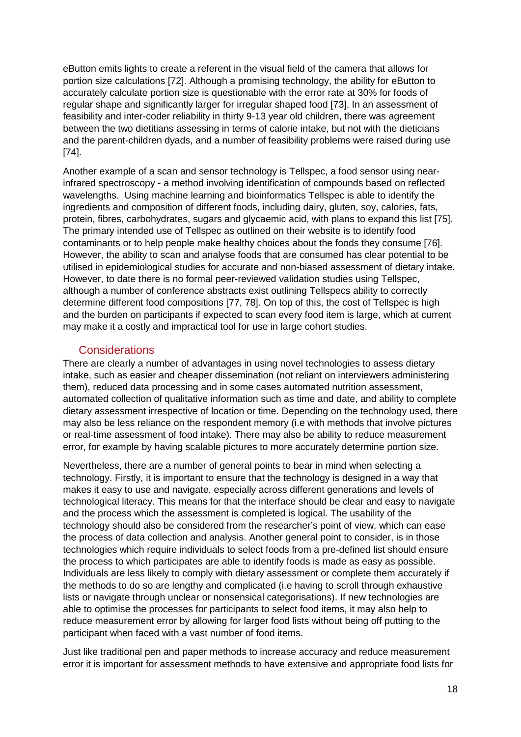eButton emits lights to create a referent in the visual field of the camera that allows for portion size calculations [72]. Although a promising technology, the ability for eButton to accurately calculate portion size is questionable with the error rate at 30% for foods of regular shape and significantly larger for irregular shaped food [73]. In an assessment of feasibility and inter-coder reliability in thirty 9-13 year old children, there was agreement between the two dietitians assessing in terms of calorie intake, but not with the dieticians and the parent-children dyads, and a number of feasibility problems were raised during use [74].

Another example of a scan and sensor technology is Tellspec, a food sensor using near-infrared spectroscopy - a method involving identification of compounds based on reflected wavelengths. Using machine learning and bioinformatics Tellspec is able to identify the ingredients and composition of different foods, including dairy, gluten, soy, calories, fats, protein, fibres, carbohydrates, sugars and glycaemic acid, with plans to expand this list [75]. The primary intended use of Tellspec as outlined on their website is to identify food contaminants or to help people make healthy choices about the foods they consume [76]. However, the ability to scan and analyse foods that are consumed has clear potential to be utilised in epidemiological studies for accurate and non-biased assessment of dietary intake. However, to date there is no formal peer-reviewed validation studies using Tellspec, although a number of conference abstracts exist outlining Tellspecs ability to correctly determine different food compositions [77, 78]. On top of this, the cost of Tellspec is high and the burden on participants if expected to scan every food item is large, which at current may make it a costly and impractical tool for use in large cohort studies.

## Considerations

There are clearly a number of advantages in using novel technologies to assess dietary intake, such as easier and cheaper dissemination (not reliant on interviewers administering them), reduced data processing and in some cases automated nutrition assessment, automated collection of qualitative information such as time and date, and ability to complete dietary assessment irrespective of location or time. Depending on the technology used, there may also be less reliance on the respondent memory (i.e with methods that involve pictures or real-time assessment of food intake). There may also be ability to reduce measurement error, for example by having scalable pictures to more accurately determine portion size.

Nevertheless, there are a number of general points to bear in mind when selecting a technology. Firstly, it is important to ensure that the technology is designed in a way that makes it easy to use and navigate, especially across different generations and levels of technological literacy. This means for that the interface should be clear and easy to navigate and the process which the assessment is completed is logical. The usability of the technology should also be considered from the researcher's point of view, which can ease the process of data collection and analysis. Another general point to consider, is in those technologies which require individuals to select foods from a pre-defined list should ensure the process to which participates are able to identify foods is made as easy as possible. Individuals are less likely to comply with dietary assessment or complete them accurately if the methods to do so are lengthy and complicated (i.e having to scroll through exhaustive lists or navigate through unclear or nonsensical categorisations). If new technologies are able to optimise the processes for participants to select food items, it may also help to reduce measurement error by allowing for larger food lists without being off putting to the participant when faced with a vast number of food items.

Just like traditional pen and paper methods to increase accuracy and reduce measurement error it is important for assessment methods to have extensive and appropriate food lists for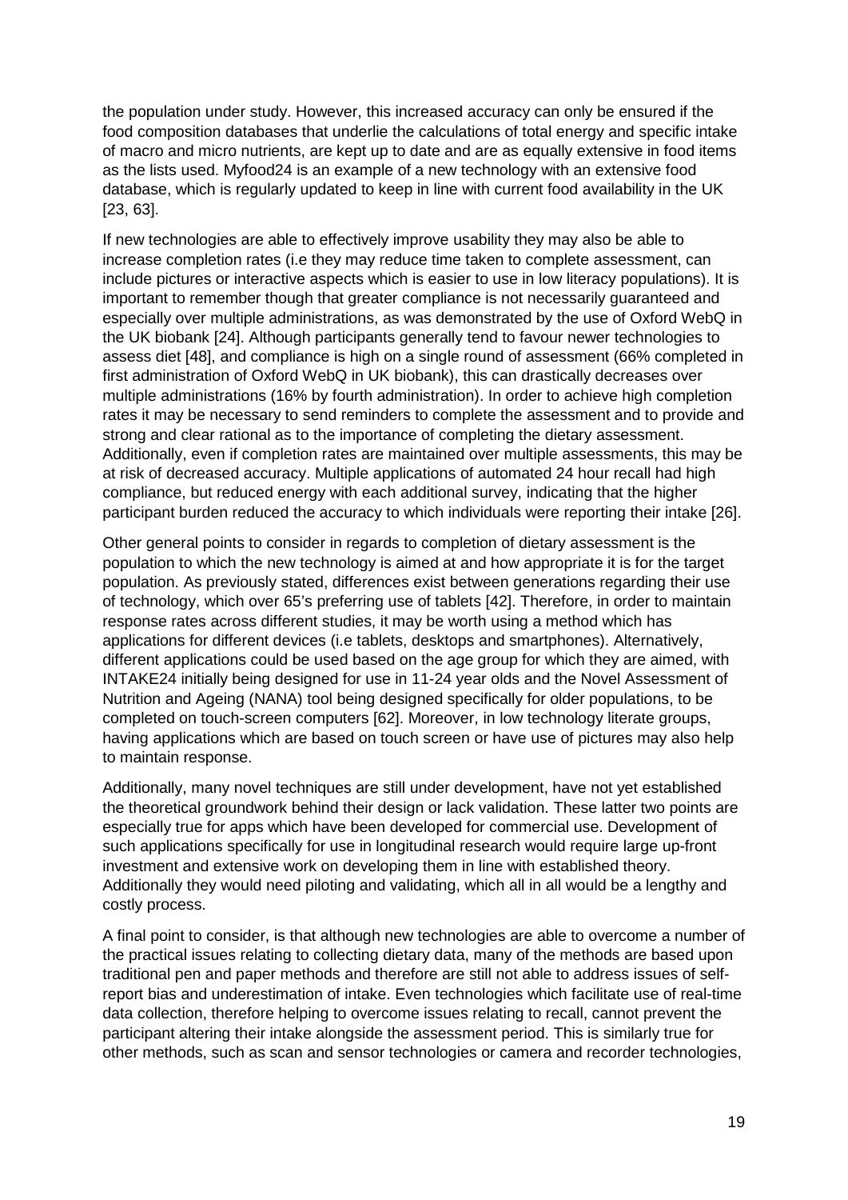the population under study. However, this increased accuracy can only be ensured if the food composition databases that underlie the calculations of total energy and specific intake of macro and micro nutrients, are kept up to date and are as equally extensive in food items as the lists used. Myfood24 is an example of a new technology with an extensive food database, which is regularly updated to keep in line with current food availability in the UK [23, 63].

If new technologies are able to effectively improve usability they may also be able to increase completion rates (i.e they may reduce time taken to complete assessment, can include pictures or interactive aspects which is easier to use in low literacy populations). It is important to remember though that greater compliance is not necessarily guaranteed and especially over multiple administrations, as was demonstrated by the use of Oxford WebQ in the UK biobank [24]. Although participants generally tend to favour newer technologies to assess diet [48], and compliance is high on a single round of assessment (66% completed in first administration of Oxford WebQ in UK biobank), this can drastically decreases over multiple administrations (16% by fourth administration). In order to achieve high completion rates it may be necessary to send reminders to complete the assessment and to provide and strong and clear rational as to the importance of completing the dietary assessment. Additionally, even if completion rates are maintained over multiple assessments, this may be at risk of decreased accuracy. Multiple applications of automated 24 hour recall had high compliance, but reduced energy with each additional survey, indicating that the higher participant burden reduced the accuracy to which individuals were reporting their intake [26].

Other general points to consider in regards to completion of dietary assessment is the population to which the new technology is aimed at and how appropriate it is for the target population. As previously stated, differences exist between generations regarding their use of technology, which over 65's preferring use of tablets [42]. Therefore, in order to maintain response rates across different studies, it may be worth using a method which has applications for different devices (i.e tablets, desktops and smartphones). Alternatively, different applications could be used based on the age group for which they are aimed, with INTAKE24 initially being designed for use in 11-24 year olds and the Novel Assessment of Nutrition and Ageing (NANA) tool being designed specifically for older populations, to be completed on touch-screen computers [62]. Moreover, in low technology literate groups, having applications which are based on touch screen or have use of pictures may also help to maintain response.

Additionally, many novel techniques are still under development, have not yet established the theoretical groundwork behind their design or lack validation. These latter two points are especially true for apps which have been developed for commercial use. Development of such applications specifically for use in longitudinal research would require large up-front investment and extensive work on developing them in line with established theory. Additionally they would need piloting and validating, which all in all would be a lengthy and costly process.

A final point to consider, is that although new technologies are able to overcome a number of the practical issues relating to collecting dietary data, many of the methods are based upon traditional pen and paper methods and therefore are still not able to address issues of self-report bias and underestimation of intake. Even technologies which facilitate use of real-time data collection, therefore helping to overcome issues relating to recall, cannot prevent the participant altering their intake alongside the assessment period. This is similarly true for other methods, such as scan and sensor technologies or camera and recorder technologies,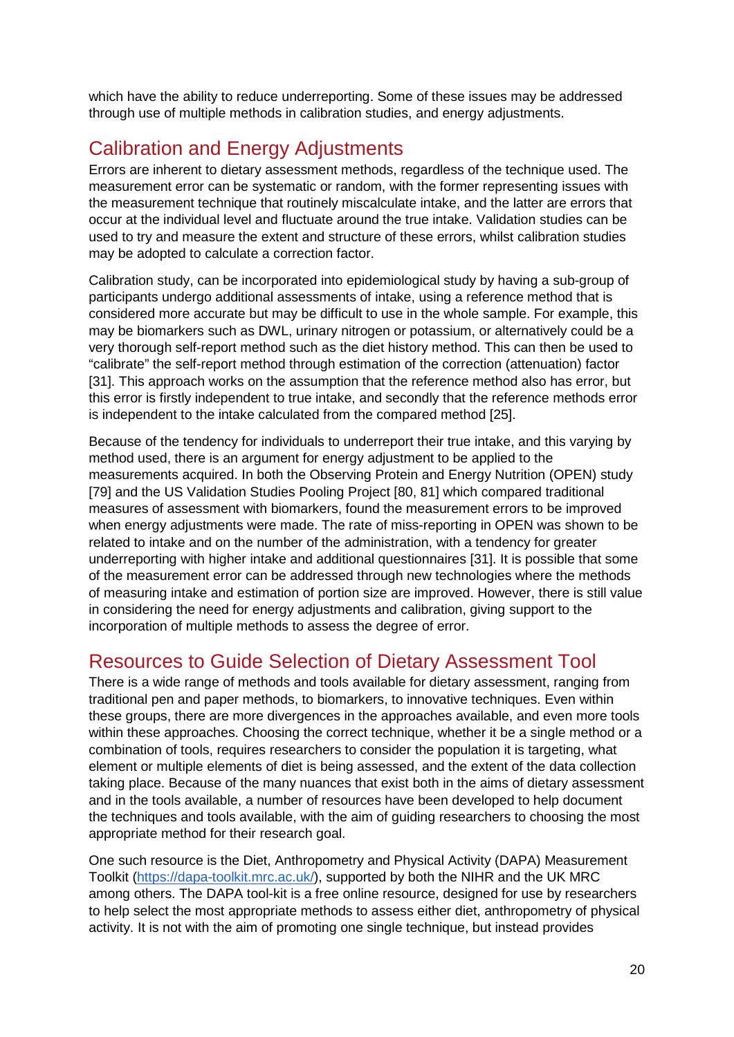which have the ability to reduce underreporting. Some of these issues may be addressed through use of multiple methods in calibration studies, and energy adjustments.

## Calibration and Energy Adjustments

Errors are inherent to dietary assessment methods, regardless of the technique used. The measurement error can be systematic or random, with the former representing issues with the measurement technique that routinely miscalculate intake, and the latter are errors that occur at the individual level and fluctuate around the true intake. Validation studies can be used to try and measure the extent and structure of these errors, whilst calibration studies may be adopted to calculate a correction factor.

Calibration study, can be incorporated into epidemiological study by having a sub-group of participants undergo additional assessments of intake, using a reference method that is considered more accurate but may be difficult to use in the whole sample. For example, this may be biomarkers such as DWL, urinary nitrogen or potassium, or alternatively could be a very thorough self-report method such as the diet history method. This can then be used to "calibrate" the self-report method through estimation of the correction (attenuation) factor [31]. This approach works on the assumption that the reference method also has error, but this error is firstly independent to true intake, and secondly that the reference methods error is independent to the intake calculated from the compared method [25].

Because of the tendency for individuals to underreport their true intake, and this varying by method used, there is an argument for energy adjustment to be applied to the measurements acquired. In both the Observing Protein and Energy Nutrition (OPEN) study [79] and the US Validation Studies Pooling Project [80, 81] which compared traditional measures of assessment with biomarkers, found the measurement errors to be improved when energy adjustments were made. The rate of miss-reporting in OPEN was shown to be related to intake and on the number of the administration, with a tendency for greater underreporting with higher intake and additional questionnaires [31]. It is possible that some of the measurement error can be addressed through new technologies where the methods of measuring intake and estimation of portion size are improved. However, there is still value in considering the need for energy adjustments and calibration, giving support to the incorporation of multiple methods to assess the degree of error.

## Resources to Guide Selection of Dietary Assessment Tool

There is a wide range of methods and tools available for dietary assessment, ranging from traditional pen and paper methods, to biomarkers, to innovative techniques. Even within these groups, there are more divergences in the approaches available, and even more tools within these approaches. Choosing the correct technique, whether it be a single method or a combination of tools, requires researchers to consider the population it is targeting, what element or multiple elements of diet is being assessed, and the extent of the data collection taking place. Because of the many nuances that exist both in the aims of dietary assessment and in the tools available, a number of resources have been developed to help document the techniques and tools available, with the aim of guiding researchers to choosing the most appropriate method for their research goal.

One such resource is the Diet, Anthropometry and Physical Activity (DAPA) Measurement Toolkit ([https://dapa-toolkit.mrc.ac.uk/](https://dapa-toolkit.mrc.ac.uk/)), supported by both the NIHR and the UK MRC among others. The DAPA tool-kit is a free online resource, designed for use by researchers to help select the most appropriate methods to assess either diet, anthropometry of physical activity. It is not with the aim of promoting one single technique, but instead provides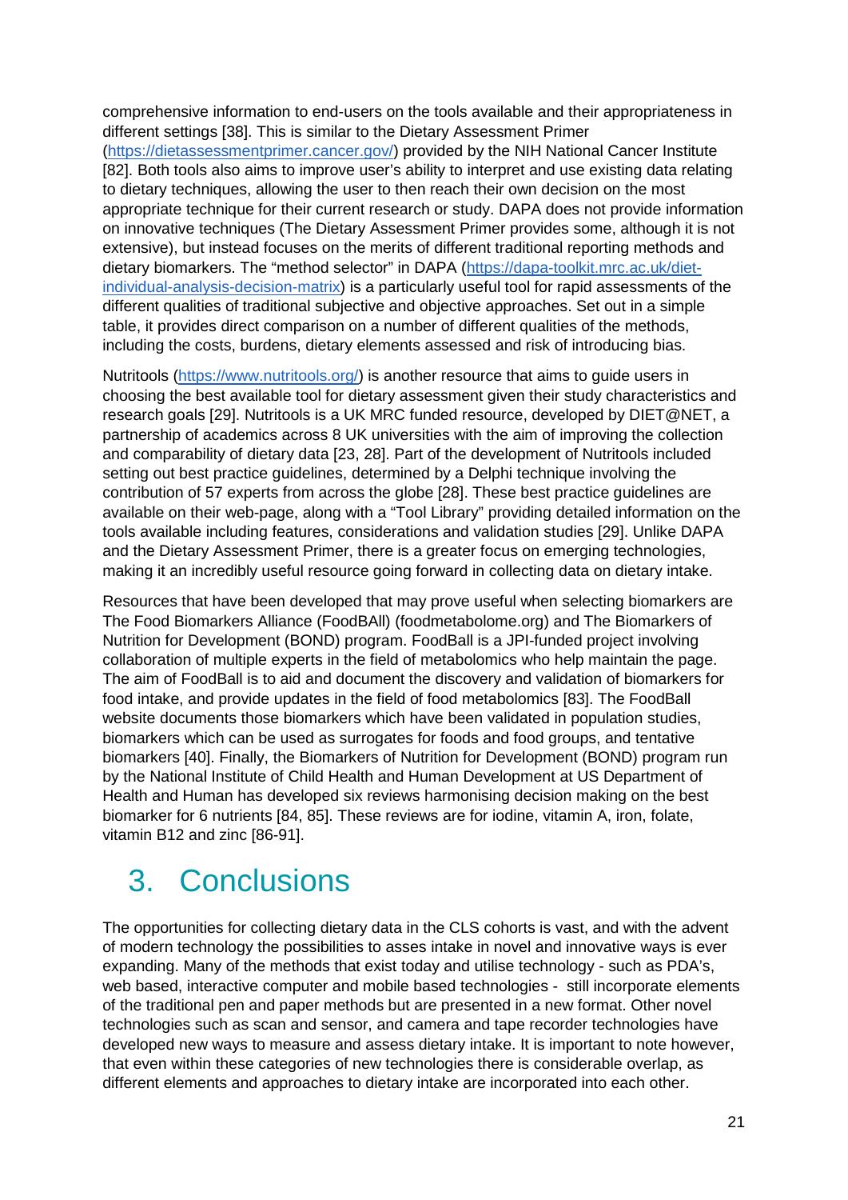comprehensive information to end-users on the tools available and their appropriateness in different settings [38]. This is similar to the Dietary Assessment Primer (https://dietassessmentprimer.cancer.gov/) provided by the NIH National Cancer Institute [82]. Both tools also aims to improve user's ability to interpret and use existing data relating to dietary techniques, allowing the user to then reach their own decision on the most appropriate technique for their current research or study. DAPA does not provide information on innovative techniques (The Dietary Assessment Primer provides some, although it is not extensive), but instead focuses on the merits of different traditional reporting methods and dietary biomarkers. The "method selector" in DAPA (https://dapa-toolkit.mrc.ac.uk/diet-individual-analysis-decision-matrix) is a particularly useful tool for rapid assessments of the different qualities of traditional subjective and objective approaches. Set out in a simple table, it provides direct comparison on a number of different qualities of the methods, including the costs, burdens, dietary elements assessed and risk of introducing bias.

Nutritools (https://www.nutritools.org/) is another resource that aims to guide users in choosing the best available tool for dietary assessment given their study characteristics and research goals [29]. Nutritools is a UK MRC funded resource, developed by DIET@NET, a partnership of academics across 8 UK universities with the aim of improving the collection and comparability of dietary data [23, 28]. Part of the development of Nutritools included setting out best practice guidelines, determined by a Delphi technique involving the contribution of 57 experts from across the globe [28]. These best practice guidelines are available on their web-page, along with a "Tool Library" providing detailed information on the tools available including features, considerations and validation studies [29]. Unlike DAPA and the Dietary Assessment Primer, there is a greater focus on emerging technologies, making it an incredibly useful resource going forward in collecting data on dietary intake.

Resources that have been developed that may prove useful when selecting biomarkers are The Food Biomarkers Alliance (FoodBAll) (foodmetabolome.org) and The Biomarkers of Nutrition for Development (BOND) program. FoodBall is a JPI-funded project involving collaboration of multiple experts in the field of metabolomics who help maintain the page. The aim of FoodBall is to aid and document the discovery and validation of biomarkers for food intake, and provide updates in the field of food metabolomics [83]. The FoodBall website documents those biomarkers which have been validated in population studies, biomarkers which can be used as surrogates for foods and food groups, and tentative biomarkers [40]. Finally, the Biomarkers of Nutrition for Development (BOND) program run by the National Institute of Child Health and Human Development at US Department of Health and Human has developed six reviews harmonising decision making on the best biomarker for 6 nutrients [84, 85]. These reviews are for iodine, vitamin A, iron, folate, vitamin B12 and zinc [86-91].

# 3. Conclusions

The opportunities for collecting dietary data in the CLS cohorts is vast, and with the advent of modern technology the possibilities to asses intake in novel and innovative ways is ever expanding. Many of the methods that exist today and utilise technology - such as PDA's, web based, interactive computer and mobile based technologies - still incorporate elements of the traditional pen and paper methods but are presented in a new format. Other novel technologies such as scan and sensor, and camera and tape recorder technologies have developed new ways to measure and assess dietary intake. It is important to note however, that even within these categories of new technologies there is considerable overlap, as different elements and approaches to dietary intake are incorporated into each other.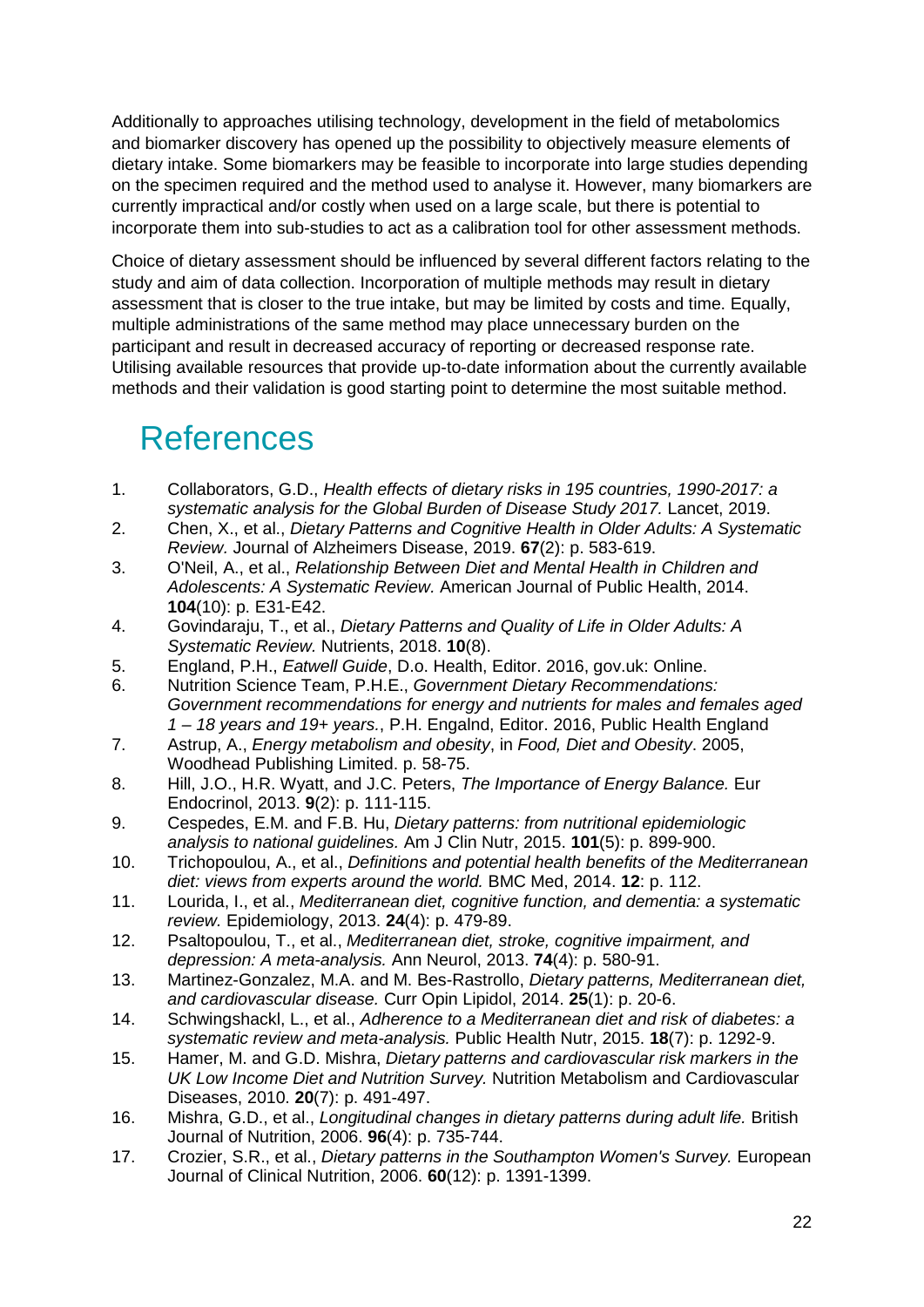Additionally to approaches utilising technology, development in the field of metabolomics and biomarker discovery has opened up the possibility to objectively measure elements of dietary intake. Some biomarkers may be feasible to incorporate into large studies depending on the specimen required and the method used to analyse it. However, many biomarkers are currently impractical and/or costly when used on a large scale, but there is potential to incorporate them into sub-studies to act as a calibration tool for other assessment methods.

Choice of dietary assessment should be influenced by several different factors relating to the study and aim of data collection. Incorporation of multiple methods may result in dietary assessment that is closer to the true intake, but may be limited by costs and time. Equally, multiple administrations of the same method may place unnecessary burden on the participant and result in decreased accuracy of reporting or decreased response rate. Utilising available resources that provide up-to-date information about the currently available methods and their validation is good starting point to determine the most suitable method.

# References

1. Collaborators, G.D., *Health effects of dietary risks in 195 countries, 1990-2017: a systematic analysis for the Global Burden of Disease Study 2017.* Lancet, 2019.
2. Chen, X., et al., *Dietary Patterns and Cognitive Health in Older Adults: A Systematic Review.* Journal of Alzheimers Disease, 2019. **67**(2): p. 583-619.
3. O'Neil, A., et al., *Relationship Between Diet and Mental Health in Children and Adolescents: A Systematic Review.* American Journal of Public Health, 2014. **104**(10): p. E31-E42.
4. Govindaraju, T., et al., *Dietary Patterns and Quality of Life in Older Adults: A Systematic Review.* Nutrients, 2018. **10**(8).
5. England, P.H., *Eatwell Guide*, D.o. Health, Editor. 2016, gov.uk: Online.
6. Nutrition Science Team, P.H.E., *Government Dietary Recommendations: Government recommendations for energy and nutrients for males and females aged 1 – 18 years and 19+ years.*, P.H. Engalnd, Editor. 2016, Public Health England
7. Astrup, A., *Energy metabolism and obesity*, in *Food, Diet and Obesity*. 2005, Woodhead Publishing Limited. p. 58-75.
8. Hill, J.O., H.R. Wyatt, and J.C. Peters, *The Importance of Energy Balance.* Eur Endocrinol, 2013. **9**(2): p. 111-115.
9. Cespedes, E.M. and F.B. Hu, *Dietary patterns: from nutritional epidemiologic analysis to national guidelines.* Am J Clin Nutr, 2015. **101**(5): p. 899-900.
10. Trichopoulou, A., et al., *Definitions and potential health benefits of the Mediterranean diet: views from experts around the world.* BMC Med, 2014. **12**: p. 112.
11. Lourida, I., et al., *Mediterranean diet, cognitive function, and dementia: a systematic review.* Epidemiology, 2013. **24**(4): p. 479-89.
12. Psaltopoulou, T., et al., *Mediterranean diet, stroke, cognitive impairment, and depression: A meta-analysis.* Ann Neurol, 2013. **74**(4): p. 580-91.
13. Martinez-Gonzalez, M.A. and M. Bes-Rastrollo, *Dietary patterns, Mediterranean diet, and cardiovascular disease.* Curr Opin Lipidol, 2014. **25**(1): p. 20-6.
14. Schwingshackl, L., et al., *Adherence to a Mediterranean diet and risk of diabetes: a systematic review and meta-analysis.* Public Health Nutr, 2015. **18**(7): p. 1292-9.
15. Hamer, M. and G.D. Mishra, *Dietary patterns and cardiovascular risk markers in the UK Low Income Diet and Nutrition Survey.* Nutrition Metabolism and Cardiovascular Diseases, 2010. **20**(7): p. 491-497.
16. Mishra, G.D., et al., *Longitudinal changes in dietary patterns during adult life.* British Journal of Nutrition, 2006. **96**(4): p. 735-744.
17. Crozier, S.R., et al., *Dietary patterns in the Southampton Women's Survey.* European Journal of Clinical Nutrition, 2006. **60**(12): p. 1391-1399.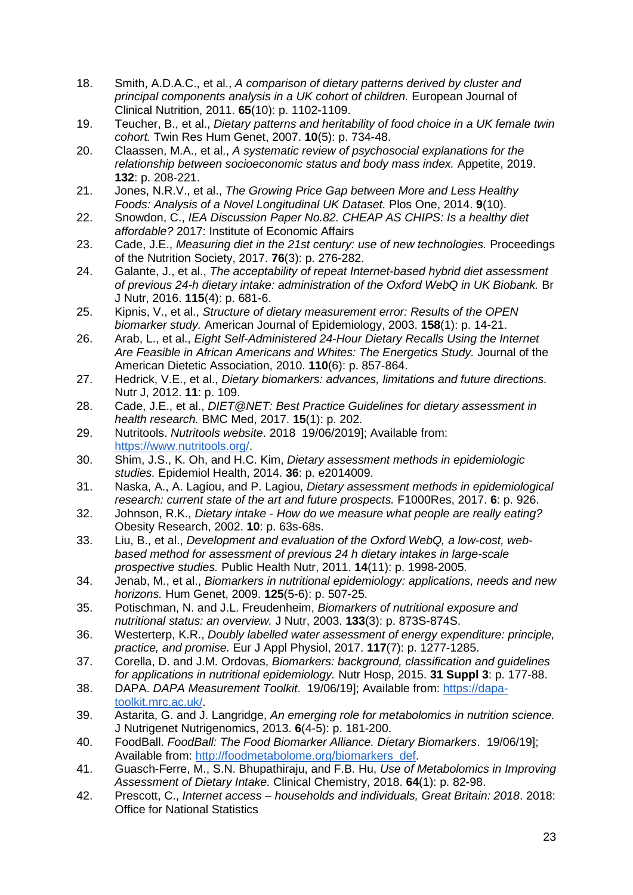18. Smith, A.D.A.C., et al., *A comparison of dietary patterns derived by cluster and principal components analysis in a UK cohort of children.* European Journal of Clinical Nutrition, 2011. **65**(10): p. 1102-1109.
19. Teucher, B., et al., *Dietary patterns and heritability of food choice in a UK female twin cohort.* Twin Res Hum Genet, 2007. **10**(5): p. 734-48.
20. Claassen, M.A., et al., *A systematic review of psychosocial explanations for the relationship between socioeconomic status and body mass index.* Appetite, 2019. **132**: p. 208-221.
21. Jones, N.R.V., et al., *The Growing Price Gap between More and Less Healthy Foods: Analysis of a Novel Longitudinal UK Dataset.* Plos One, 2014. **9**(10).
22. Snowdon, C., *IEA Discussion Paper No.82. CHEAP AS CHIPS: Is a healthy diet affordable?* 2017: Institute of Economic Affairs
23. Cade, J.E., *Measuring diet in the 21st century: use of new technologies.* Proceedings of the Nutrition Society, 2017. **76**(3): p. 276-282.
24. Galante, J., et al., *The acceptability of repeat Internet-based hybrid diet assessment of previous 24-h dietary intake: administration of the Oxford WebQ in UK Biobank.* Br J Nutr, 2016. **115**(4): p. 681-6.
25. Kipnis, V., et al., *Structure of dietary measurement error: Results of the OPEN biomarker study.* American Journal of Epidemiology, 2003. **158**(1): p. 14-21.
26. Arab, L., et al., *Eight Self-Administered 24-Hour Dietary Recalls Using the Internet Are Feasible in African Americans and Whites: The Energetics Study.* Journal of the American Dietetic Association, 2010. **110**(6): p. 857-864.
27. Hedrick, V.E., et al., *Dietary biomarkers: advances, limitations and future directions.* Nutr J, 2012. **11**: p. 109.
28. Cade, J.E., et al., *DIET@NET: Best Practice Guidelines for dietary assessment in health research.* BMC Med, 2017. **15**(1): p. 202.
29. Nutritools. *Nutritools website*. 2018 19/06/2019]; Available from: https://www.nutritools.org/.
30. Shim, J.S., K. Oh, and H.C. Kim, *Dietary assessment methods in epidemiologic studies.* Epidemiol Health, 2014. **36**: p. e2014009.
31. Naska, A., A. Lagiou, and P. Lagiou, *Dietary assessment methods in epidemiological research: current state of the art and future prospects.* F1000Res, 2017. **6**: p. 926.
32. Johnson, R.K., *Dietary intake - How do we measure what people are really eating?* Obesity Research, 2002. **10**: p. 63s-68s.
33. Liu, B., et al., *Development and evaluation of the Oxford WebQ, a low-cost, web-based method for assessment of previous 24 h dietary intakes in large-scale prospective studies.* Public Health Nutr, 2011. **14**(11): p. 1998-2005.
34. Jenab, M., et al., *Biomarkers in nutritional epidemiology: applications, needs and new horizons.* Hum Genet, 2009. **125**(5-6): p. 507-25.
35. Potischman, N. and J.L. Freudenheim, *Biomarkers of nutritional exposure and nutritional status: an overview.* J Nutr, 2003. **133**(3): p. 873S-874S.
36. Westerterp, K.R., *Doubly labelled water assessment of energy expenditure: principle, practice, and promise.* Eur J Appl Physiol, 2017. **117**(7): p. 1277-1285.
37. Corella, D. and J.M. Ordovas, *Biomarkers: background, classification and guidelines for applications in nutritional epidemiology.* Nutr Hosp, 2015. **31 Suppl 3**: p. 177-88.
38. DAPA. *DAPA Measurement Toolkit*. 19/06/19]; Available from: https://dapa-toolkit.mrc.ac.uk/.
39. Astarita, G. and J. Langridge, *An emerging role for metabolomics in nutrition science.* J Nutrigenet Nutrigenomics, 2013. **6**(4-5): p. 181-200.
40. FoodBall. *FoodBall: The Food Biomarker Alliance. Dietary Biomarkers*. 19/06/19]; Available from: http://foodmetabolome.org/biomarkers_def.
41. Guasch-Ferre, M., S.N. Bhupathiraju, and F.B. Hu, *Use of Metabolomics in Improving Assessment of Dietary Intake.* Clinical Chemistry, 2018. **64**(1): p. 82-98.
42. Prescott, C., *Internet access – households and individuals, Great Britain: 2018*. 2018: Office for National Statistics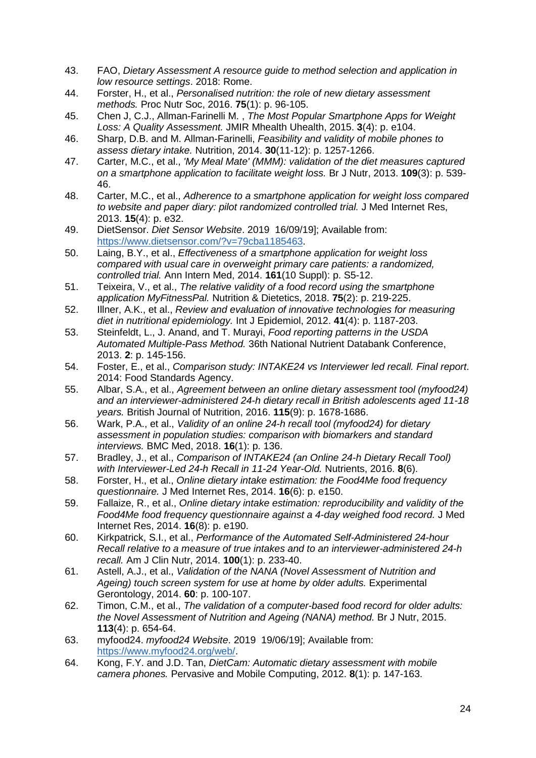43. FAO, *Dietary Assessment A resource guide to method selection and application in low resource settings*. 2018: Rome.
44. Forster, H., et al., *Personalised nutrition: the role of new dietary assessment methods.* Proc Nutr Soc, 2016. **75**(1): p. 96-105.
45. Chen J, C.J., Allman-Farinelli M. , *The Most Popular Smartphone Apps for Weight Loss: A Quality Assessment.* JMIR Mhealth Uhealth, 2015. **3**(4): p. e104.
46. Sharp, D.B. and M. Allman-Farinelli, *Feasibility and validity of mobile phones to assess dietary intake.* Nutrition, 2014. **30**(11-12): p. 1257-1266.
47. Carter, M.C., et al., *'My Meal Mate' (MMM): validation of the diet measures captured on a smartphone application to facilitate weight loss.* Br J Nutr, 2013. **109**(3): p. 539-46.
48. Carter, M.C., et al., *Adherence to a smartphone application for weight loss compared to website and paper diary: pilot randomized controlled trial.* J Med Internet Res, 2013. **15**(4): p. e32.
49. DietSensor. *Diet Sensor Website*. 2019 16/09/19]; Available from: https://www.dietsensor.com/?v=79cba1185463.
50. Laing, B.Y., et al., *Effectiveness of a smartphone application for weight loss compared with usual care in overweight primary care patients: a randomized, controlled trial.* Ann Intern Med, 2014. **161**(10 Suppl): p. S5-12.
51. Teixeira, V., et al., *The relative validity of a food record using the smartphone application MyFitnessPal.* Nutrition & Dietetics, 2018. **75**(2): p. 219-225.
52. Illner, A.K., et al., *Review and evaluation of innovative technologies for measuring diet in nutritional epidemiology.* Int J Epidemiol, 2012. **41**(4): p. 1187-203.
53. Steinfeldt, L., J. Anand, and T. Murayi, *Food reporting patterns in the USDA Automated Multiple-Pass Method.* 36th National Nutrient Databank Conference, 2013. **2**: p. 145-156.
54. Foster, E., et al., *Comparison study: INTAKE24 vs Interviewer led recall. Final report*. 2014: Food Standards Agency.
55. Albar, S.A., et al., *Agreement between an online dietary assessment tool (myfood24) and an interviewer-administered 24-h dietary recall in British adolescents aged 11-18 years.* British Journal of Nutrition, 2016. **115**(9): p. 1678-1686.
56. Wark, P.A., et al., *Validity of an online 24-h recall tool (myfood24) for dietary assessment in population studies: comparison with biomarkers and standard interviews.* BMC Med, 2018. **16**(1): p. 136.
57. Bradley, J., et al., *Comparison of INTAKE24 (an Online 24-h Dietary Recall Tool) with Interviewer-Led 24-h Recall in 11-24 Year-Old.* Nutrients, 2016. **8**(6).
58. Forster, H., et al., *Online dietary intake estimation: the Food4Me food frequency questionnaire.* J Med Internet Res, 2014. **16**(6): p. e150.
59. Fallaize, R., et al., *Online dietary intake estimation: reproducibility and validity of the Food4Me food frequency questionnaire against a 4-day weighed food record.* J Med Internet Res, 2014. **16**(8): p. e190.
60. Kirkpatrick, S.I., et al., *Performance of the Automated Self-Administered 24-hour Recall relative to a measure of true intakes and to an interviewer-administered 24-h recall.* Am J Clin Nutr, 2014. **100**(1): p. 233-40.
61. Astell, A.J., et al., *Validation of the NANA (Novel Assessment of Nutrition and Ageing) touch screen system for use at home by older adults.* Experimental Gerontology, 2014. **60**: p. 100-107.
62. Timon, C.M., et al., *The validation of a computer-based food record for older adults: the Novel Assessment of Nutrition and Ageing (NANA) method.* Br J Nutr, 2015. **113**(4): p. 654-64.
63. myfood24. *myfood24 Website*. 2019 19/06/19]; Available from: https://www.myfood24.org/web/.
64. Kong, F.Y. and J.D. Tan, *DietCam: Automatic dietary assessment with mobile camera phones.* Pervasive and Mobile Computing, 2012. **8**(1): p. 147-163.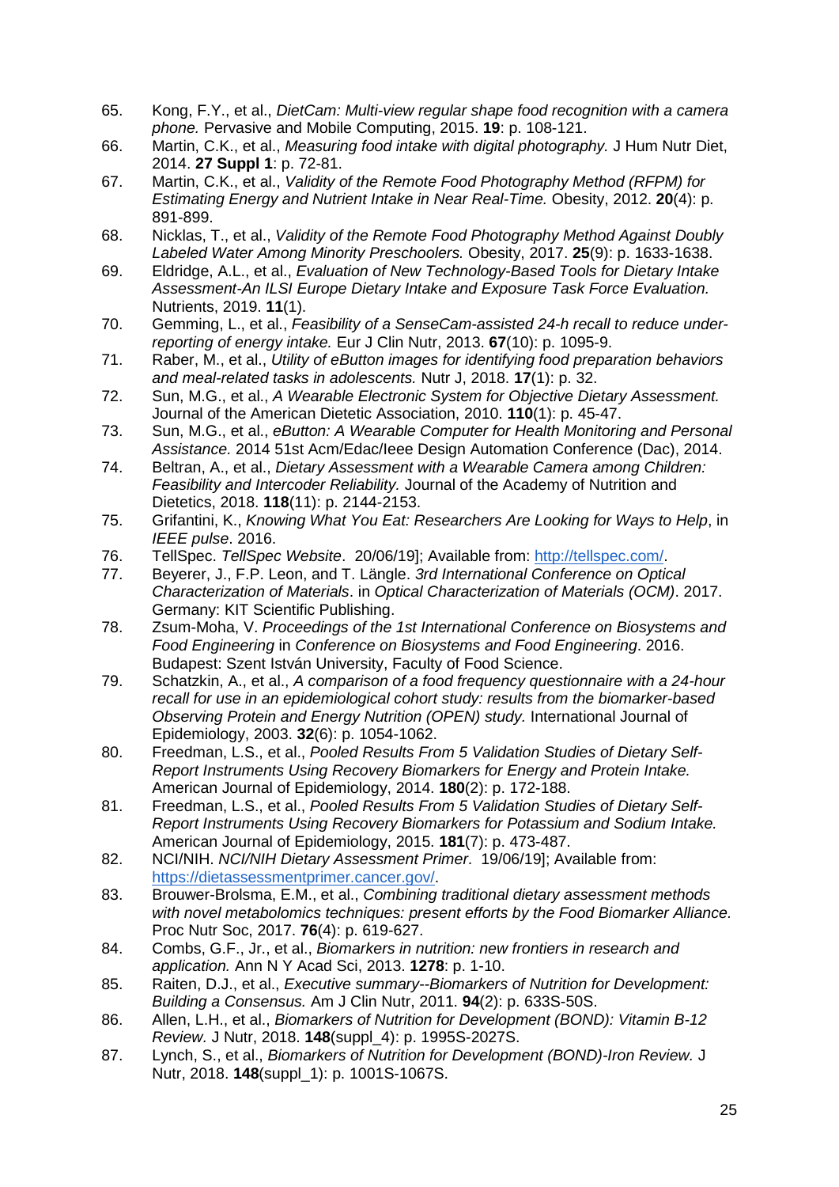65. Kong, F.Y., et al., *DietCam: Multi-view regular shape food recognition with a camera phone.* Pervasive and Mobile Computing, 2015. **19**: p. 108-121.
66. Martin, C.K., et al., *Measuring food intake with digital photography.* J Hum Nutr Diet, 2014. **27 Suppl 1**: p. 72-81.
67. Martin, C.K., et al., *Validity of the Remote Food Photography Method (RFPM) for Estimating Energy and Nutrient Intake in Near Real-Time.* Obesity, 2012. **20**(4): p. 891-899.
68. Nicklas, T., et al., *Validity of the Remote Food Photography Method Against Doubly Labeled Water Among Minority Preschoolers.* Obesity, 2017. **25**(9): p. 1633-1638.
69. Eldridge, A.L., et al., *Evaluation of New Technology-Based Tools for Dietary Intake Assessment-An ILSI Europe Dietary Intake and Exposure Task Force Evaluation.* Nutrients, 2019. **11**(1).
70. Gemming, L., et al., *Feasibility of a SenseCam-assisted 24-h recall to reduce under-reporting of energy intake.* Eur J Clin Nutr, 2013. **67**(10): p. 1095-9.
71. Raber, M., et al., *Utility of eButton images for identifying food preparation behaviors and meal-related tasks in adolescents.* Nutr J, 2018. **17**(1): p. 32.
72. Sun, M.G., et al., *A Wearable Electronic System for Objective Dietary Assessment.* Journal of the American Dietetic Association, 2010. **110**(1): p. 45-47.
73. Sun, M.G., et al., *eButton: A Wearable Computer for Health Monitoring and Personal Assistance.* 2014 51st Acm/Edac/Ieee Design Automation Conference (Dac), 2014.
74. Beltran, A., et al., *Dietary Assessment with a Wearable Camera among Children: Feasibility and Intercoder Reliability.* Journal of the Academy of Nutrition and Dietetics, 2018. **118**(11): p. 2144-2153.
75. Grifantini, K., *Knowing What You Eat: Researchers Are Looking for Ways to Help*, in *IEEE pulse*. 2016.
76. TellSpec. *TellSpec Website*. 20/06/19]; Available from: http://tellspec.com/.
77. Beyerer, J., F.P. Leon, and T. Längle. *3rd International Conference on Optical Characterization of Materials*. in *Optical Characterization of Materials (OCM)*. 2017. Germany: KIT Scientific Publishing.
78. Zsum-Moha, V. *Proceedings of the 1st International Conference on Biosystems and Food Engineering* in *Conference on Biosystems and Food Engineering*. 2016. Budapest: Szent István University, Faculty of Food Science.
79. Schatzkin, A., et al., *A comparison of a food frequency questionnaire with a 24-hour recall for use in an epidemiological cohort study: results from the biomarker-based Observing Protein and Energy Nutrition (OPEN) study.* International Journal of Epidemiology, 2003. **32**(6): p. 1054-1062.
80. Freedman, L.S., et al., *Pooled Results From 5 Validation Studies of Dietary Self-Report Instruments Using Recovery Biomarkers for Energy and Protein Intake.* American Journal of Epidemiology, 2014. **180**(2): p. 172-188.
81. Freedman, L.S., et al., *Pooled Results From 5 Validation Studies of Dietary Self-Report Instruments Using Recovery Biomarkers for Potassium and Sodium Intake.* American Journal of Epidemiology, 2015. **181**(7): p. 473-487.
82. NCI/NIH. *NCI/NIH Dietary Assessment Primer*. 19/06/19]; Available from: https://dietassessmentprimer.cancer.gov/.
83. Brouwer-Brolsma, E.M., et al., *Combining traditional dietary assessment methods with novel metabolomics techniques: present efforts by the Food Biomarker Alliance.* Proc Nutr Soc, 2017. **76**(4): p. 619-627.
84. Combs, G.F., Jr., et al., *Biomarkers in nutrition: new frontiers in research and application.* Ann N Y Acad Sci, 2013. **1278**: p. 1-10.
85. Raiten, D.J., et al., *Executive summary--Biomarkers of Nutrition for Development: Building a Consensus.* Am J Clin Nutr, 2011. **94**(2): p. 633S-50S.
86. Allen, L.H., et al., *Biomarkers of Nutrition for Development (BOND): Vitamin B-12 Review.* J Nutr, 2018. **148**(suppl_4): p. 1995S-2027S.
87. Lynch, S., et al., *Biomarkers of Nutrition for Development (BOND)-Iron Review.* J Nutr, 2018. **148**(suppl_1): p. 1001S-1067S.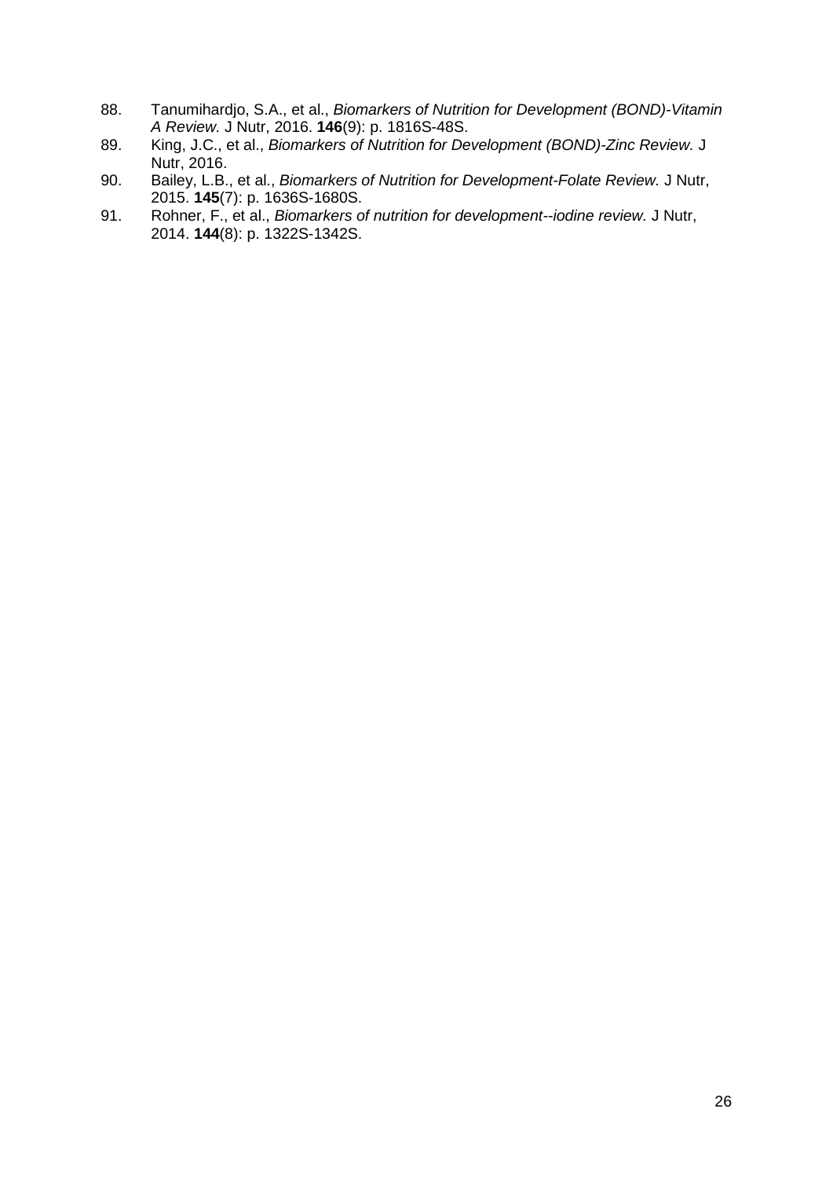88. Tanumihardjo, S.A., et al., *Biomarkers of Nutrition for Development (BOND)-Vitamin A Review.* J Nutr, 2016. **146**(9): p. 1816S-48S.
89. King, J.C., et al., *Biomarkers of Nutrition for Development (BOND)-Zinc Review.* J Nutr, 2016.
90. Bailey, L.B., et al., *Biomarkers of Nutrition for Development-Folate Review.* J Nutr, 2015. **145**(7): p. 1636S-1680S.
91. Rohner, F., et al., *Biomarkers of nutrition for development--iodine review.* J Nutr, 2014. **144**(8): p. 1322S-1342S.